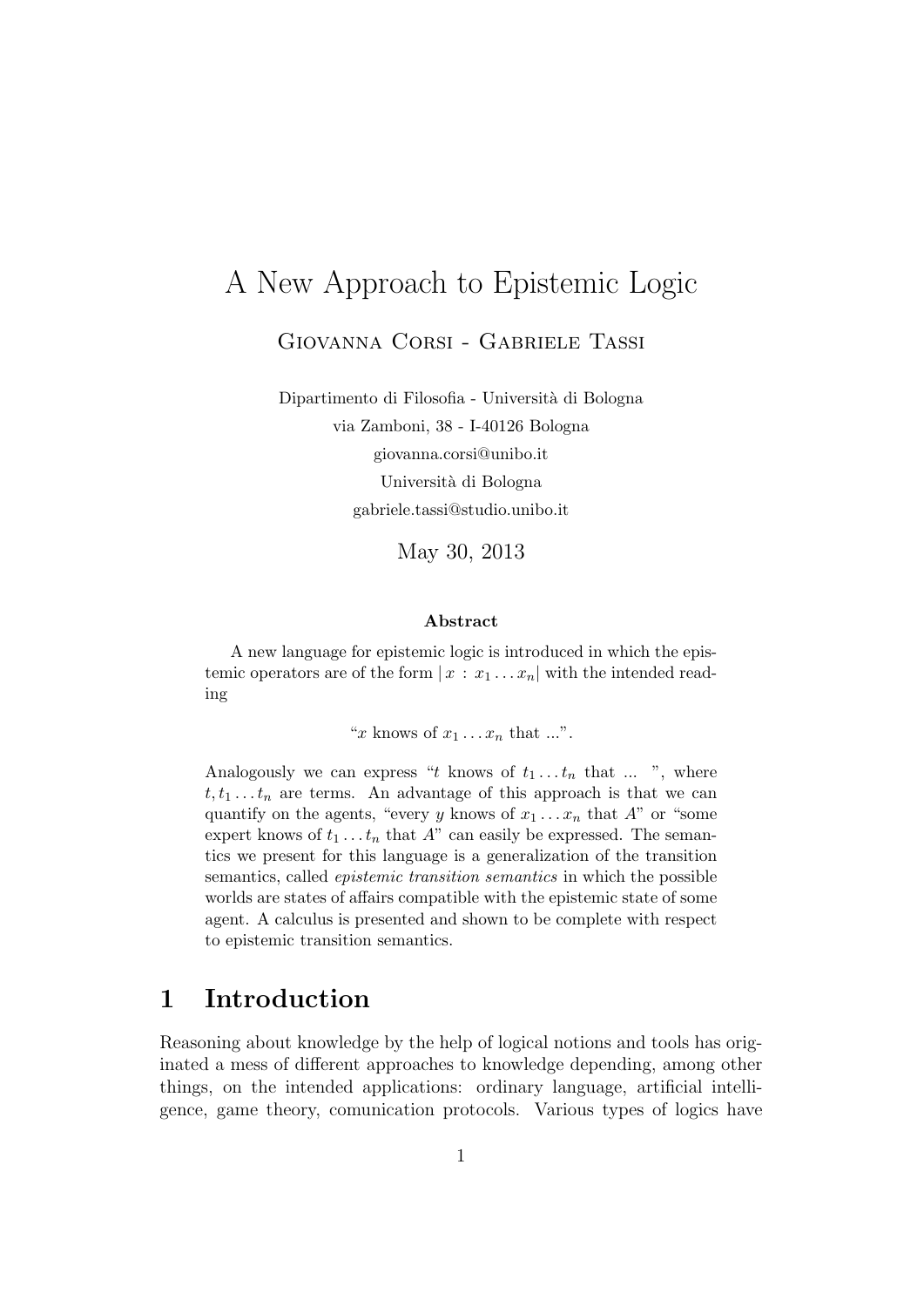# A New Approach to Epistemic Logic

Giovanna Corsi - Gabriele Tassi

Dipartimento di Filosofia - Università di Bologna
via Zamboni, 38 - I-40126 Bologna
giovanna.corsi@unibo.it
Università di Bologna
gabriele.tassi@studio.unibo.it

May 30, 2013

### Abstract

A new language for epistemic logic is introduced in which the epistemic operators are of the form $|\, x \,:\, x_1 \ldots x_n|$ with the intended reading

"$x$ knows of $x_1 \ldots x_n$ that ...".

Analogously we can express "$t$ knows of $t_1 \ldots t_n$ that ... ", where $t, t_1 \ldots t_n$ are terms. An advantage of this approach is that we can quantify on the agents, "every $y$ knows of $x_1 \ldots x_n$ that $A$" or "some expert knows of $t_1 \ldots t_n$ that $A$" can easily be expressed. The semantics we present for this language is a generalization of the transition semantics, called *epistemic transition semantics* in which the possible worlds are states of affairs compatible with the epistemic state of some agent. A calculus is presented and shown to be complete with respect to epistemic transition semantics.

## 1 Introduction

Reasoning about knowledge by the help of logical notions and tools has originated a mess of different approaches to knowledge depending, among other things, on the intended applications: ordinary language, artificial intelligence, game theory, comunication protocols. Various types of logics have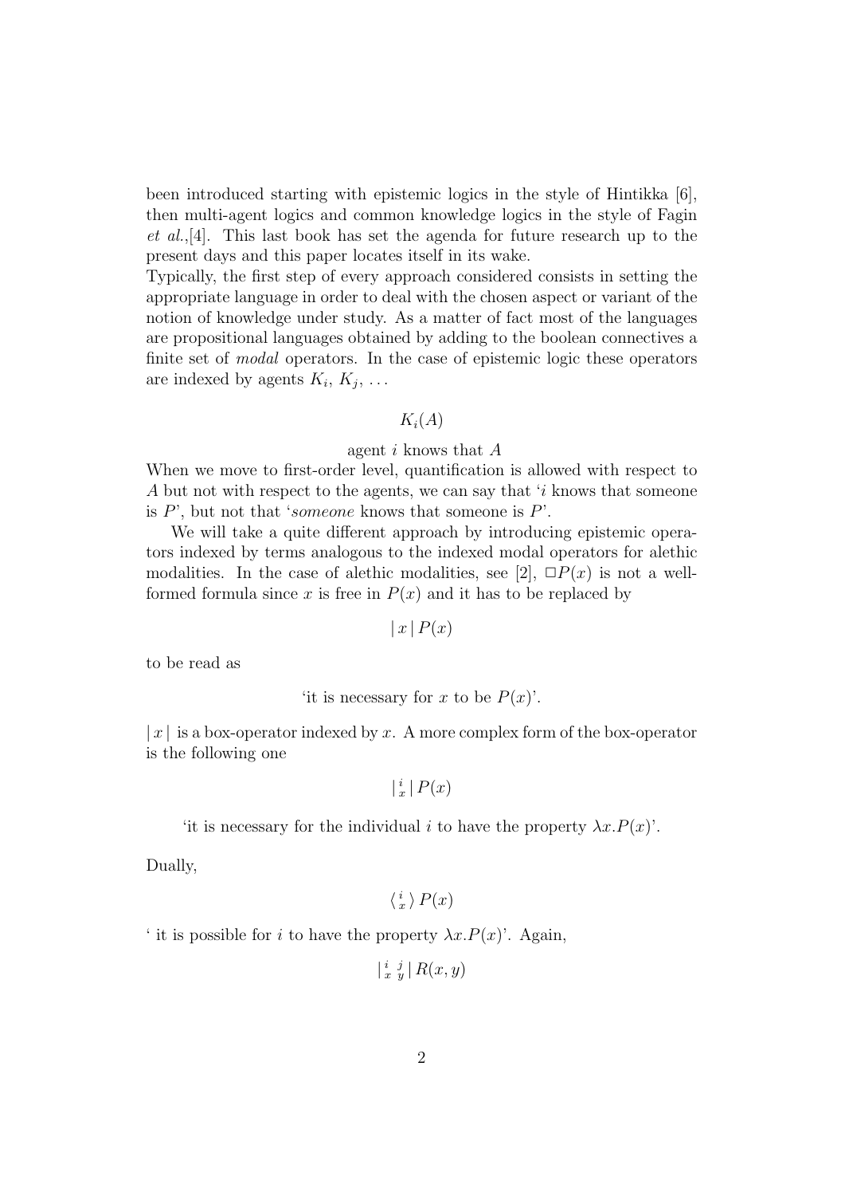been introduced starting with epistemic logics in the style of Hintikka [6], then multi-agent logics and common knowledge logics in the style of Fagin *et al.*,[4]. This last book has set the agenda for future research up to the present days and this paper locates itself in its wake.
Typically, the first step of every approach considered consists in setting the appropriate language in order to deal with the chosen aspect or variant of the notion of knowledge under study. As a matter of fact most of the languages are propositional languages obtained by adding to the boolean connectives a finite set of *modal* operators. In the case of epistemic logic these operators are indexed by agents $K_i$, $K_j$, ...

$$K_i(A)$$

agent $i$ knows that $A$

When we move to first-order level, quantification is allowed with respect to $A$ but not with respect to the agents, we can say that '$i$ knows that someone is $P$', but not that '*someone* knows that someone is $P$'.

We will take a quite different approach by introducing epistemic operators indexed by terms analogous to the indexed modal operators for alethic modalities. In the case of alethic modalities, see [2], $\Box P(x)$ is not a well-formed formula since $x$ is free in $P(x)$ and it has to be replaced by

$$|\,x\,|\,P(x)$$

to be read as

'it is necessary for $x$ to be $P(x)$'.

$|\,x\,|$ is a box-operator indexed by $x$. A more complex form of the box-operator is the following one

$$|\,{}^{i}_{x}\,|\,P(x)$$

'it is necessary for the individual $i$ to have the property $\lambda x.P(x)$'.

Dually,

$$\langle\,{}^{i}_{x}\,\rangle\,P(x)$$

' it is possible for $i$ to have the property $\lambda x.P(x)$'. Again,

$$|\,{}^{i}_{x}\;{}^{j}_{y}\,|\,R(x,y)$$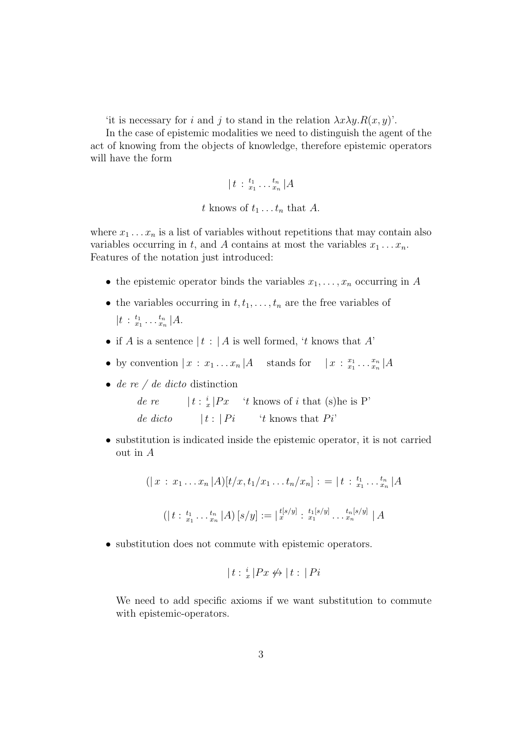'it is necessary for $i$ and $j$ to stand in the relation $\lambda x \lambda y.R(x, y)$'.

In the case of epistemic modalities we need to distinguish the agent of the act of knowing from the objects of knowledge, therefore epistemic operators will have the form

$$|\, t \,:\, {}^{t_1}_{x_1} \dots {}^{t_n}_{x_n} \,|A$$

$$t \text{ knows of } t_1 \dots t_n \text{ that } A.$$

where $x_1 \dots x_n$ is a list of variables without repetitions that may contain also variables occurring in $t$, and $A$ contains at most the variables $x_1 \dots x_n$. Features of the notation just introduced:

- the epistemic operator binds the variables $x_1, \dots, x_n$ occurring in $A$
- the variables occurring in $t, t_1, \dots, t_n$ are the free variables of $|t \,:\, {}^{t_1}_{x_1} \dots {}^{t_n}_{x_n} \,|A$.
- if $A$ is a sentence $|\, t \,:\, |\, A$ is well formed, '$t$ knows that $A$'
- by convention $|\, x \,:\, x_1 \dots x_n \,|A$ stands for $|\, x \,:\, {}^{x_1}_{x_1} \dots {}^{x_n}_{x_n} \,|A$
- *de re / de dicto* distinction

  *de re* $\quad |\, t \,:\, {}^{i}_{x} \,|Px \quad$ '$t$ knows of $i$ that (s)he is P'

  *de dicto* $\quad |\, t \,:\, |\, Pi \quad$ '$t$ knows that $Pi$'

- substitution is indicated inside the epistemic operator, it is not carried out in $A$

$$(|\, x \,:\, x_1 \dots x_n \,|A)[t/x, t_1/x_1 \dots t_n/x_n] \,:=\, |\, t \,:\, {}^{t_1}_{x_1} \dots {}^{t_n}_{x_n} \,|A$$

$$(|\, t \,:\, {}^{t_1}_{x_1} \dots {}^{t_n}_{x_n} \,|A)\, [s/y] := |\, {}^{t[s/y]}_{x} \,:\, {}^{t_1[s/y]}_{x_1} \dots {}^{t_n[s/y]}_{x_n} \,|\, A$$

- substitution does not commute with epistemic operators.

$$|\, t \,:\, {}^{i}_{x} \,|Px \not\leftrightarrow |\, t \,:\, |\, Pi$$

  We need to add specific axioms if we want substitution to commute with epistemic-operators.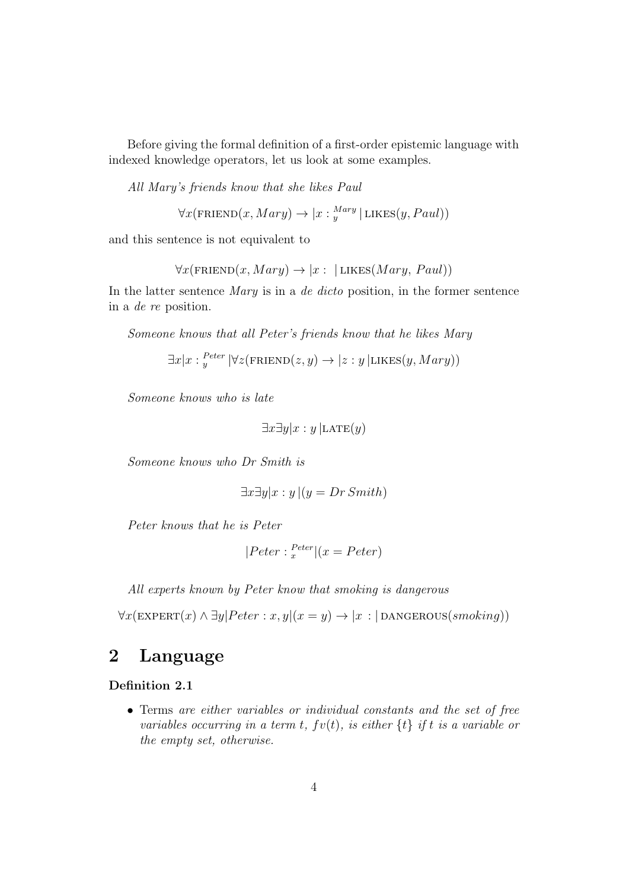Before giving the formal definition of a first-order epistemic language with indexed knowledge operators, let us look at some examples.

*All Mary's friends know that she likes Paul*

$$\forall x(\text{FRIEND}(x, Mary) \rightarrow |x : {}^{Mary}_{y}\,|\,\text{LIKES}(y, Paul))$$

and this sentence is not equivalent to

$$\forall x(\text{FRIEND}(x, Mary) \rightarrow |x :\ |\,\text{LIKES}(Mary,\ Paul))$$

In the latter sentence *Mary* is in a *de dicto* position, in the former sentence in a *de re* position.

*Someone knows that all Peter's friends know that he likes Mary*

$$\exists x|x : {}^{Peter}_{y}\,|\forall z(\text{FRIEND}(z, y) \rightarrow |z : y\,|\text{LIKES}(y, Mary))$$

*Someone knows who is late*

$$\exists x \exists y|x : y\,|\text{LATE}(y)$$

*Someone knows who Dr Smith is*

$$\exists x \exists y|x : y\,|(y = Dr\,Smith)$$

*Peter knows that he is Peter*

$$|Peter : {}^{Peter}_{x}|(x = Peter)$$

*All experts known by Peter know that smoking is dangerous*

$$\forall x(\text{EXPERT}(x) \wedge \exists y|Peter : x, y|(x = y) \rightarrow |x\ :|\,\text{DANGEROUS}(smoking))$$

## 2 Language

**Definition 2.1**

- Terms *are either variables or individual constants and the set of free variables occurring in a term* $t$*,* $fv(t)$*, is either* $\{t\}$ *if* $t$ *is a variable or the empty set, otherwise.*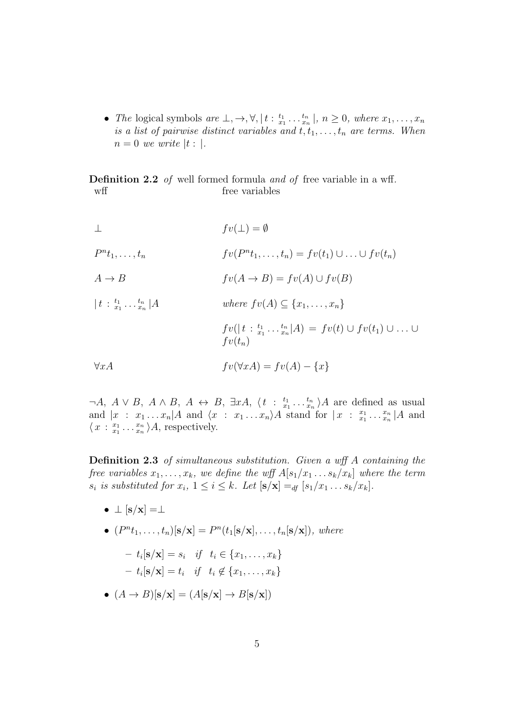- *The* logical symbols *are* $\bot, \to, \forall, |\, t : {}^{t_1}_{x_1} \ldots {}^{t_n}_{x_n} \,|$*,* $n \geq 0$*, where* $x_1, \ldots, x_n$ *is a list of pairwise distinct variables and* $t, t_1, \ldots, t_n$ *are terms. When* $n = 0$ *we write* $|t : |$*.*

**Definition 2.2** *of* well formed formula *and of* free variable in a wff*.*

| wff | free variables |
|---|---|
| $\bot$ | $fv(\bot) = \emptyset$ |
| $P^n t_1, \ldots, t_n$ | $fv(P^n t_1, \ldots, t_n) = fv(t_1) \cup \ldots \cup fv(t_n)$ |
| $A \to B$ | $fv(A \to B) = fv(A) \cup fv(B)$ |
| $|\, t : {}^{t_1}_{x_1} \ldots {}^{t_n}_{x_n} \,| A$ | *where* $fv(A) \subseteq \{x_1, \ldots, x_n\}$ |
| | $fv(|\, t : {}^{t_1}_{x_1} \ldots {}^{t_n}_{x_n} | A) = fv(t) \cup fv(t_1) \cup \ldots \cup fv(t_n)$ |
| $\forall x A$ | $fv(\forall x A) = fv(A) - \{x\}$ |

$\neg A,\ A \vee B,\ A \wedge B,\ A \leftrightarrow B,\ \exists x A,\ \langle\, t : {}^{t_1}_{x_1} \ldots {}^{t_n}_{x_n} \,\rangle A$ are defined as usual and $|x : x_1 \ldots x_n| A$ and $\langle x : x_1 \ldots x_n \rangle A$ stand for $|\, x : {}^{x_1}_{x_1} \ldots {}^{x_n}_{x_n} \,| A$ and $\langle\, x : {}^{x_1}_{x_1} \ldots {}^{x_n}_{x_n} \,\rangle A$, respectively.

**Definition 2.3** *of simultaneous substitution. Given a wff* $A$ *containing the free variables* $x_1, \ldots, x_k$*, we define the wff* $A[s_1/x_1 \ldots s_k/x_k]$ *where the term* $s_i$ *is substituted for* $x_i$*,* $1 \leq i \leq k$*. Let* $[\mathbf{s}/\mathbf{x}] =_{df} [s_1/x_1 \ldots s_k/x_k]$*.*

- $\bot\, [\mathbf{s}/\mathbf{x}] = \bot$
- $(P^n t_1, \ldots, t_n)[\mathbf{s}/\mathbf{x}] = P^n(t_1[\mathbf{s}/\mathbf{x}], \ldots, t_n[\mathbf{s}/\mathbf{x}])$*, where*
  - $t_i[\mathbf{s}/\mathbf{x}] = s_i \quad if \quad t_i \in \{x_1, \ldots, x_k\}$
  - $t_i[\mathbf{s}/\mathbf{x}] = t_i \quad if \quad t_i \notin \{x_1, \ldots, x_k\}$
- $(A \to B)[\mathbf{s}/\mathbf{x}] = (A[\mathbf{s}/\mathbf{x}] \to B[\mathbf{s}/\mathbf{x}])$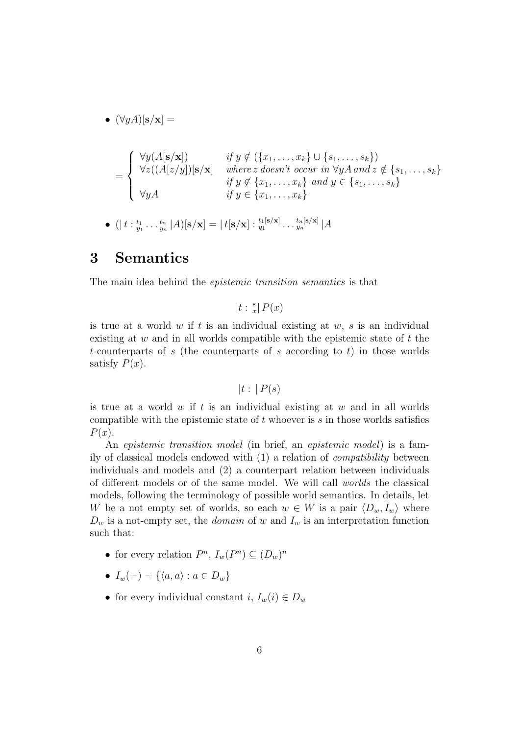- $(\forall y A)[\mathbf{s}/\mathbf{x}] =$

$$
= \begin{cases} \forall y (A[\mathbf{s}/\mathbf{x}]) & \textit{if } y \notin (\{x_1, \ldots, x_k\} \cup \{s_1, \ldots, s_k\}) \\ \forall z ((A[z/y])[\mathbf{s}/\mathbf{x}] & \textit{where } z \textit{ doesn't occur in } \forall y A \textit{ and } z \notin \{s_1, \ldots, s_k\} \\ & \textit{if } y \notin \{x_1, \ldots, x_k\} \textit{ and } y \in \{s_1, \ldots, s_k\} \\ \forall y A & \textit{if } y \in \{x_1, \ldots, x_k\} \end{cases}
$$

- $(| \, t : {}^{t_1}_{y_1} \ldots {}^{t_n}_{y_n} \, | A)[\mathbf{s}/\mathbf{x}] = | \, t[\mathbf{s}/\mathbf{x}] : {}^{t_1[\mathbf{s}/\mathbf{x}]}_{y_1} \ldots {}^{t_n[\mathbf{s}/\mathbf{x}]}_{y_n} \, | A$

# 3 Semantics

The main idea behind the *epistemic transition semantics* is that

$$|t : {}^{s}_{x}| \, P(x)$$

is true at a world $w$ if $t$ is an individual existing at $w$, $s$ is an individual existing at $w$ and in all worlds compatible with the epistemic state of $t$ the $t$-counterparts of $s$ (the counterparts of $s$ according to $t$) in those worlds satisfy $P(x)$.

$$|t : \, | \, P(s)$$

is true at a world $w$ if $t$ is an individual existing at $w$ and in all worlds compatible with the epistemic state of $t$ whoever is $s$ in those worlds satisfies $P(x)$.

An *epistemic transition model* (in brief, an *epistemic model*) is a family of classical models endowed with (1) a relation of *compatibility* between individuals and models and (2) a counterpart relation between individuals of different models or of the same model. We will call *worlds* the classical models, following the terminology of possible world semantics. In details, let $W$ be a not empty set of worlds, so each $w \in W$ is a pair $\langle D_w, I_w \rangle$ where $D_w$ is a not-empty set, the *domain* of $w$ and $I_w$ is an interpretation function such that:

- for every relation $P^n$, $I_w(P^n) \subseteq (D_w)^n$
- $I_w(=) = \{\langle a, a \rangle : a \in D_w\}$
- for every individual constant $i$, $I_w(i) \in D_w$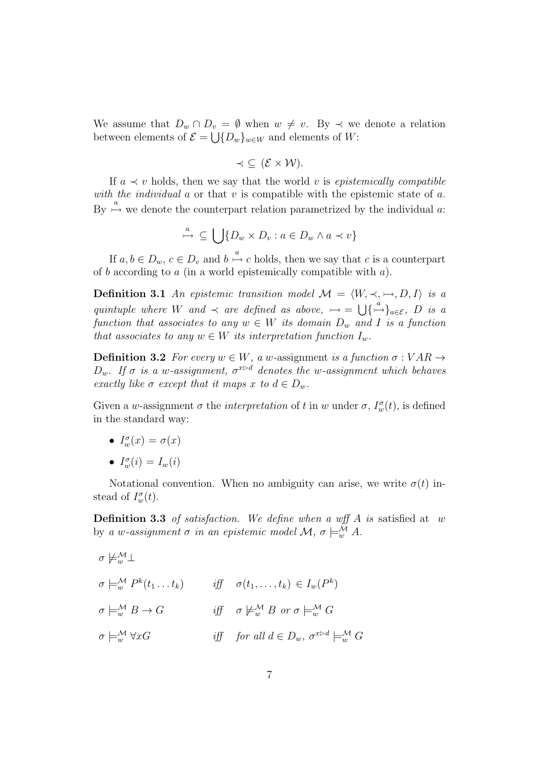We assume that $D_w \cap D_v = \emptyset$ when $w \neq v$. By $\prec$ we denote a relation between elements of $\mathcal{E} = \bigcup\{D_w\}_{w \in W}$ and elements of $W$:

$$\prec \subseteq (\mathcal{E} \times \mathcal{W}).$$

If $a \prec v$ holds, then we say that the world $v$ is *epistemically compatible with the individual* $a$ or that $v$ is compatible with the epistemic state of $a$. By $\overset{a}{\rightarrowtail}$ we denote the counterpart relation parametrized by the individual $a$:

$$\overset{a}{\rightarrowtail} \subseteq \bigcup\{D_w \times D_v : a \in D_w \wedge a \prec v\}$$

If $a, b \in D_w$, $c \in D_v$ and $b \overset{a}{\rightarrowtail} c$ holds, then we say that $c$ is a counterpart of $b$ according to $a$ (in a world epistemically compatible with $a$).

**Definition 3.1** *An epistemic transition model $\mathcal{M} = \langle W, \prec, \rightarrowtail, D, I \rangle$ is a quintuple where $W$ and $\prec$ are defined as above, $\rightarrowtail = \bigcup\{\overset{a}{\rightarrowtail}\}_{a \in \mathcal{E}}$, $D$ is a function that associates to any $w \in W$ its domain $D_w$ and $I$ is a function that associates to any $w \in W$ its interpretation function $I_w$.*

**Definition 3.2** *For every $w \in W$, a $w$-*assignment *is a function $\sigma : VAR \rightarrow D_w$. If $\sigma$ is a $w$-assignment, $\sigma^{x \triangleright d}$ denotes the $w$-assignment which behaves exactly like $\sigma$ except that it maps $x$ to $d \in D_w$.*

Given a $w$-assignment $\sigma$ the *interpretation* of $t$ in $w$ under $\sigma$, $I^\sigma_w(t)$, is defined in the standard way:

- $I^\sigma_w(x) = \sigma(x)$
- $I^\sigma_w(i) = I_w(i)$

Notational convention. When no ambiguity can arise, we write $\sigma(t)$ instead of $I^\sigma_w(t)$.

**Definition 3.3** *of satisfaction. We define when a wff $A$ is* satisfied at $w$ *by a $w$-assignment $\sigma$ in an epistemic model $\mathcal{M}$, $\sigma \models^{\mathcal{M}}_w A$.*

$\sigma \not\models^{\mathcal{M}}_w \bot$

$\sigma \models^{\mathcal{M}}_w P^k(t_1 \ldots t_k)$ *iff* $\sigma(t_1, \ldots, t_k) \in I_w(P^k)$

$\sigma \models^{\mathcal{M}}_w B \rightarrow G$ *iff* $\sigma \not\models^{\mathcal{M}}_w B$ *or* $\sigma \models^{\mathcal{M}}_w G$

$\sigma \models^{\mathcal{M}}_w \forall x G$ *iff for all* $d \in D_w$, $\sigma^{x \triangleright d} \models^{\mathcal{M}}_w G$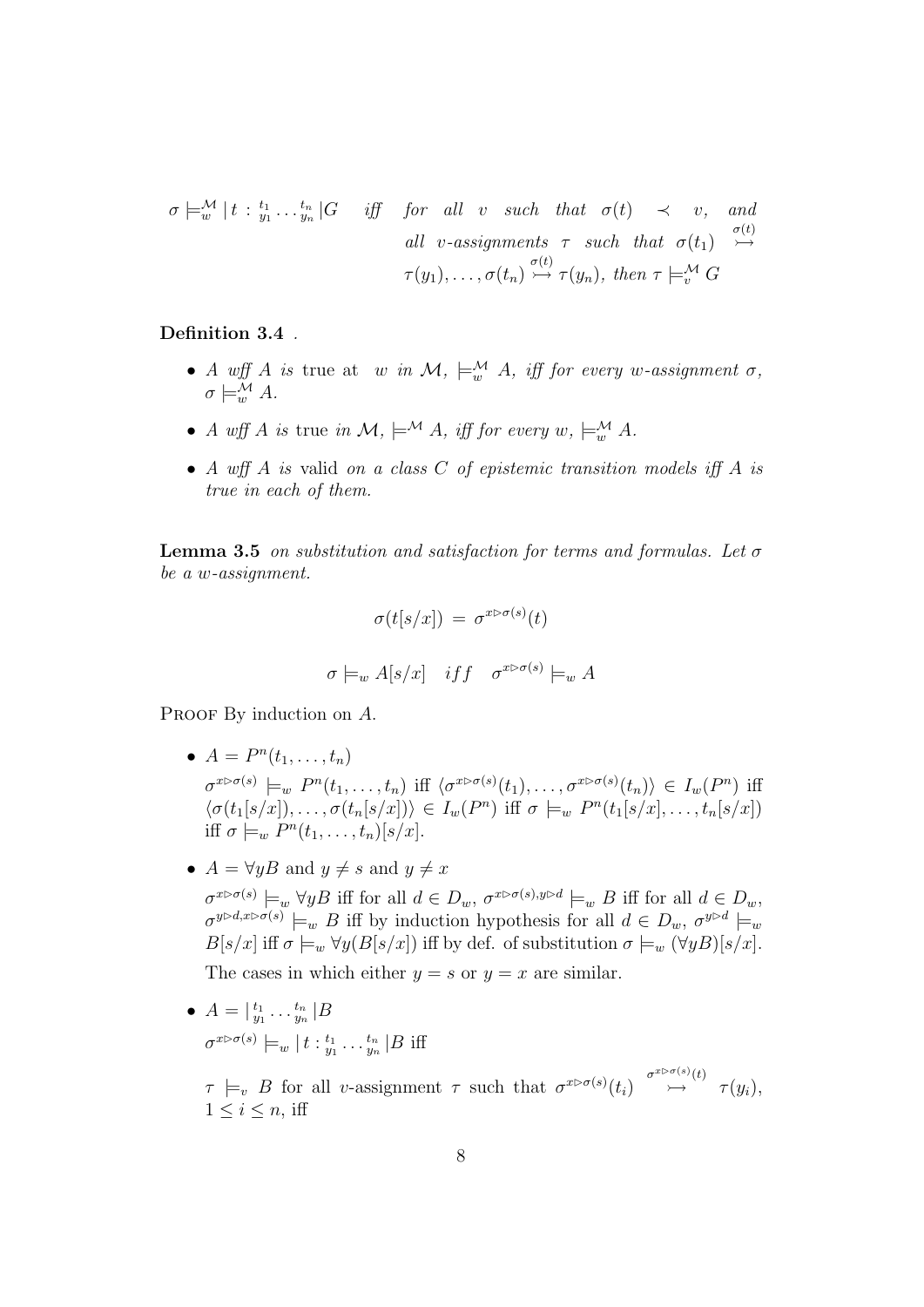$\sigma \models^{\mathcal{M}}_w |\, t : {}^{t_1}_{y_1} \ldots {}^{t_n}_{y_n} | G$ *iff* *for all* $v$ *such that* $\sigma(t) \prec v$, *and all* $v$*-assignments* $\tau$ *such that* $\sigma(t_1) \overset{\sigma(t)}{\rightarrowtail} \tau(y_1), \ldots, \sigma(t_n) \overset{\sigma(t)}{\rightarrowtail} \tau(y_n)$, *then* $\tau \models^{\mathcal{M}}_v G$

**Definition 3.4** .

- *A wff* $A$ *is* true at $w$ *in* $\mathcal{M}$, $\models^{\mathcal{M}}_w A$, *iff for every* $w$*-assignment* $\sigma$, $\sigma \models^{\mathcal{M}}_w A$.
- *A wff* $A$ *is* true *in* $\mathcal{M}$, $\models^{\mathcal{M}} A$, *iff for every* $w$, $\models^{\mathcal{M}}_w A$.
- *A wff* $A$ *is* valid *on a class* $C$ *of epistemic transition models iff* $A$ *is true in each of them.*

**Lemma 3.5** *on substitution and satisfaction for terms and formulas. Let* $\sigma$ *be a* $w$*-assignment.*

$$\sigma(t[s/x]) \,=\, \sigma^{x \triangleright \sigma(s)}(t)$$

$$\sigma \models_w A[s/x] \quad iff \quad \sigma^{x \triangleright \sigma(s)} \models_w A$$

Proof By induction on $A$.

- $A = P^n(t_1, \ldots, t_n)$

  $\sigma^{x \triangleright \sigma(s)} \models_w P^n(t_1, \ldots, t_n)$ iff $\langle \sigma^{x \triangleright \sigma(s)}(t_1), \ldots, \sigma^{x \triangleright \sigma(s)}(t_n) \rangle \in I_w(P^n)$ iff $\langle \sigma(t_1[s/x]), \ldots, \sigma(t_n[s/x]) \rangle \in I_w(P^n)$ iff $\sigma \models_w P^n(t_1[s/x], \ldots, t_n[s/x])$ iff $\sigma \models_w P^n(t_1, \ldots, t_n)[s/x]$.

- $A = \forall y B$ and $y \neq s$ and $y \neq x$

  $\sigma^{x \triangleright \sigma(s)} \models_w \forall y B$ iff for all $d \in D_w$, $\sigma^{x \triangleright \sigma(s), y \triangleright d} \models_w B$ iff for all $d \in D_w$, $\sigma^{y \triangleright d, x \triangleright \sigma(s)} \models_w B$ iff by induction hypothesis for all $d \in D_w$, $\sigma^{y \triangleright d} \models_w B[s/x]$ iff $\sigma \models_w \forall y (B[s/x])$ iff by def. of substitution $\sigma \models_w (\forall y B)[s/x]$.

  The cases in which either $y = s$ or $y = x$ are similar.

- $A = |\, {}^{t_1}_{y_1} \ldots {}^{t_n}_{y_n} | B$

  $\sigma^{x \triangleright \sigma(s)} \models_w |\, t : {}^{t_1}_{y_1} \ldots {}^{t_n}_{y_n} | B$ iff

  $\tau \models_v B$ for all $v$-assignment $\tau$ such that $\sigma^{x \triangleright \sigma(s)}(t_i) \overset{\sigma^{x \triangleright \sigma(s)}(t)}{\rightarrowtail} \tau(y_i)$, $1 \leq i \leq n$, iff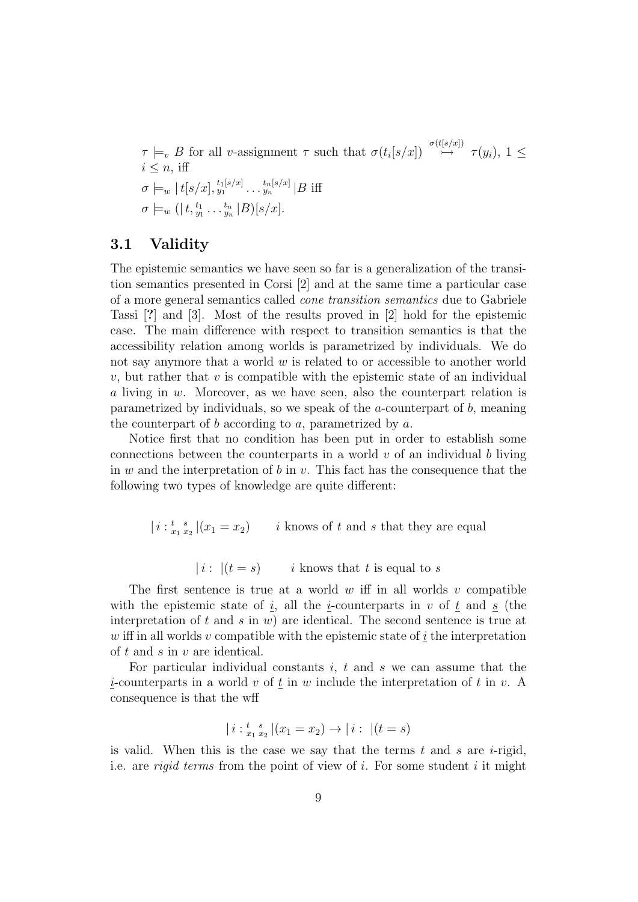$\tau \models_v B$ for all $v$-assignment $\tau$ such that $\sigma(t_i[s/x]) \overset{\sigma(t[s/x])}{\rightarrowtail} \tau(y_i)$, $1 \leq i \leq n$, iff

$\sigma \models_w |\, t[s/x], {}^{t_1[s/x]}_{y_1} \ldots {}^{t_n[s/x]}_{y_n} |B$ iff

$\sigma \models_w (|\, t, {}^{t_1}_{y_1} \ldots {}^{t_n}_{y_n} |B)[s/x]$.

## 3.1 Validity

The epistemic semantics we have seen so far is a generalization of the transition semantics presented in Corsi [2] and at the same time a particular case of a more general semantics called *cone transition semantics* due to Gabriele Tassi [?] and [3]. Most of the results proved in [2] hold for the epistemic case. The main difference with respect to transition semantics is that the accessibility relation among worlds is parametrized by individuals. We do not say anymore that a world $w$ is related to or accessible to another world $v$, but rather that $v$ is compatible with the epistemic state of an individual $a$ living in $w$. Moreover, as we have seen, also the counterpart relation is parametrized by individuals, so we speak of the $a$-counterpart of $b$, meaning the counterpart of $b$ according to $a$, parametrized by $a$.

Notice first that no condition has been put in order to establish some connections between the counterparts in a world $v$ of an individual $b$ living in $w$ and the interpretation of $b$ in $v$. This fact has the consequence that the following two types of knowledge are quite different:

$$|\, i : {}^{t}_{x_1}\, {}^{s}_{x_2} |(x_1 = x_2) \qquad i \text{ knows of } t \text{ and } s \text{ that they are equal}$$

$$|\, i : \ |(t = s) \qquad i \text{ knows that } t \text{ is equal to } s$$

The first sentence is true at a world $w$ iff in all worlds $v$ compatible with the epistemic state of $\underline{i}$, all the $\underline{i}$-counterparts in $v$ of $\underline{t}$ and $\underline{s}$ (the interpretation of $t$ and $s$ in $w$) are identical. The second sentence is true at $w$ iff in all worlds $v$ compatible with the epistemic state of $\underline{i}$ the interpretation of $t$ and $s$ in $v$ are identical.

For particular individual constants $i$, $t$ and $s$ we can assume that the $\underline{i}$-counterparts in a world $v$ of $\underline{t}$ in $w$ include the interpretation of $t$ in $v$. A consequence is that the wff

$$|\, i : {}^{t}_{x_1}\, {}^{s}_{x_2} |(x_1 = x_2) \to |\, i : \ |(t = s)$$

is valid. When this is the case we say that the terms $t$ and $s$ are $i$-rigid, i.e. are *rigid terms* from the point of view of $i$. For some student $i$ it might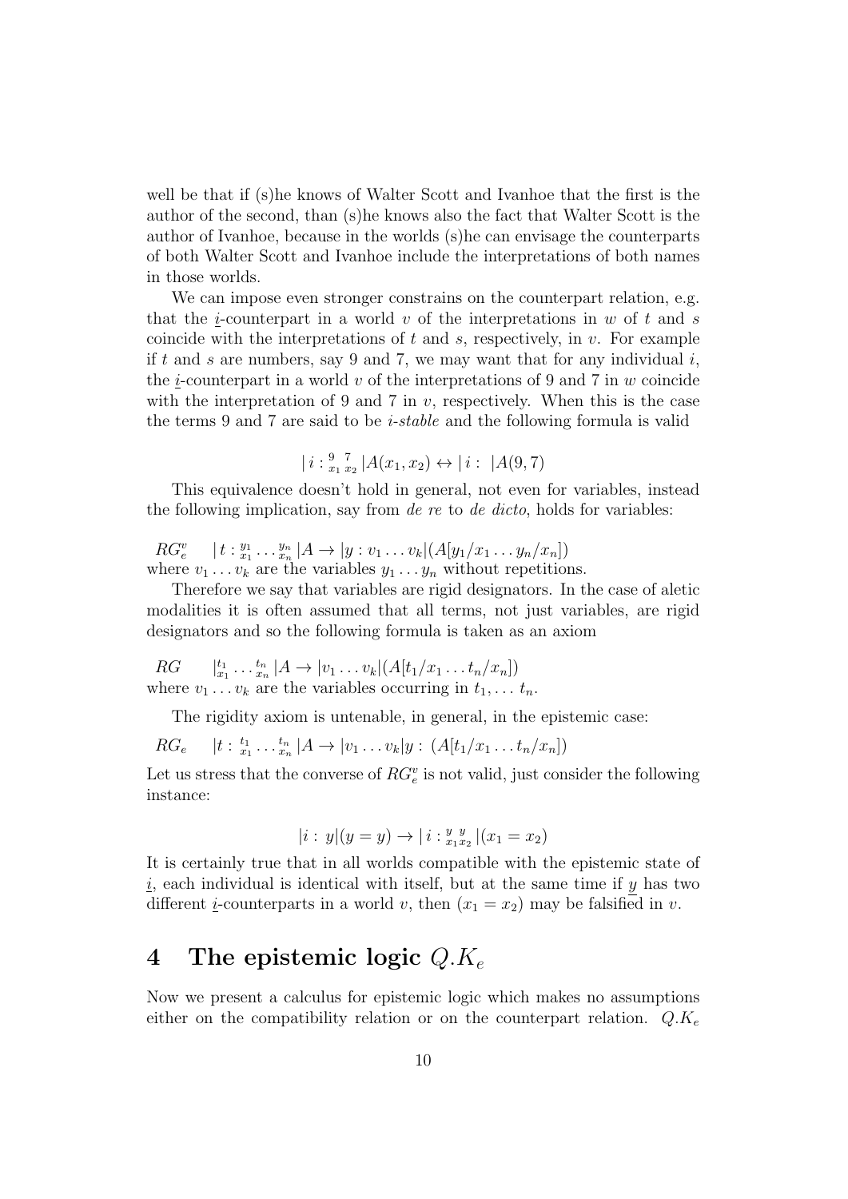well be that if (s)he knows of Walter Scott and Ivanhoe that the first is the author of the second, than (s)he knows also the fact that Walter Scott is the author of Ivanhoe, because in the worlds (s)he can envisage the counterparts of both Walter Scott and Ivanhoe include the interpretations of both names in those worlds.

We can impose even stronger constrains on the counterpart relation, e.g. that the $\underline{i}$-counterpart in a world $v$ of the interpretations in $w$ of $t$ and $s$ coincide with the interpretations of $t$ and $s$, respectively, in $v$. For example if $t$ and $s$ are numbers, say 9 and 7, we may want that for any individual $i$, the $\underline{i}$-counterpart in a world $v$ of the interpretations of 9 and 7 in $w$ coincide with the interpretation of 9 and 7 in $v$, respectively. When this is the case the terms 9 and 7 are said to be *i-stable* and the following formula is valid

$$|\, i : {}^{9}_{x_1}\, {}^{7}_{x_2}\, |A(x_1, x_2) \leftrightarrow |\, i : \ |A(9, 7)$$

This equivalence doesn't hold in general, not even for variables, instead the following implication, say from *de re* to *de dicto*, holds for variables:

$RG^v_e \quad |\, t : {}^{y_1}_{x_1} \ldots {}^{y_n}_{x_n}\, |A \to |y : v_1 \ldots v_k|(A[y_1/x_1 \ldots y_n/x_n])$
where $v_1 \ldots v_k$ are the variables $y_1 \ldots y_n$ without repetitions.

Therefore we say that variables are rigid designators. In the case of aletic modalities it is often assumed that all terms, not just variables, are rigid designators and so the following formula is taken as an axiom

$RG \quad |^{t_1}_{x_1} \ldots {}^{t_n}_{x_n}\, |A \to |v_1 \ldots v_k|(A[t_1/x_1 \ldots t_n/x_n])$
where $v_1 \ldots v_k$ are the variables occurring in $t_1, \ldots t_n$.

The rigidity axiom is untenable, in general, in the epistemic case:

$RG_e \quad |t : {}^{t_1}_{x_1} \ldots {}^{t_n}_{x_n}\, |A \to |v_1 \ldots v_k|y : \ (A[t_1/x_1 \ldots t_n/x_n])$

Let us stress that the converse of $RG^v_e$ is not valid, just consider the following instance:

$$|i : \ y|(y = y) \to |\, i : {}^{y}_{x_1} {}^{y}_{x_2}\, |(x_1 = x_2)$$

It is certainly true that in all worlds compatible with the epistemic state of $\underline{i}$, each individual is identical with itself, but at the same time if $\underline{y}$ has two different $\underline{i}$-counterparts in a world $v$, then $(x_1 = x_2)$ may be falsified in $v$.

## 4 The epistemic logic $Q.K_e$

Now we present a calculus for epistemic logic which makes no assumptions either on the compatibility relation or on the counterpart relation. $Q.K_e$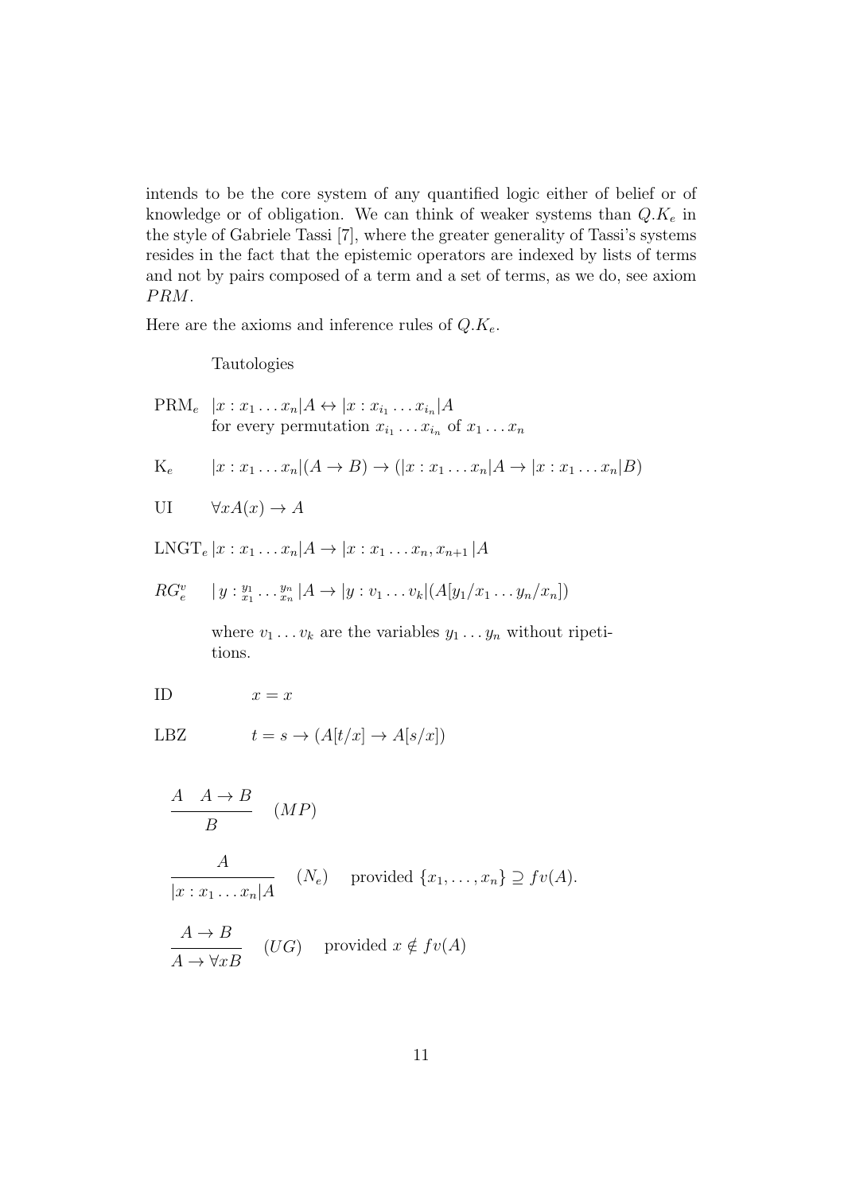intends to be the core system of any quantified logic either of belief or of knowledge or of obligation. We can think of weaker systems than $Q.K_e$ in the style of Gabriele Tassi [7], where the greater generality of Tassi's systems resides in the fact that the epistemic operators are indexed by lists of terms and not by pairs composed of a term and a set of terms, as we do, see axiom $PRM$.

Here are the axioms and inference rules of $Q.K_e$.

Tautologies

PRM$_e$ $|x : x_1 \dots x_n|A \leftrightarrow |x : x_{i_1} \dots x_{i_n}|A$
for every permutation $x_{i_1} \dots x_{i_n}$ of $x_1 \dots x_n$

K$_e$ $|x : x_1 \dots x_n|(A \to B) \to (|x : x_1 \dots x_n|A \to |x : x_1 \dots x_n|B)$

UI $\forall x A(x) \to A$

LNGT$_e$ $|x : x_1 \dots x_n|A \to |x : x_1 \dots x_n, x_{n+1}|A$

$RG^v_e$ $|\, y : {}^{y_1}_{x_1} \dots {}^{y_n}_{x_n} \,|A \to |y : v_1 \dots v_k|(A[y_1/x_1 \dots y_n/x_n])$

where $v_1 \dots v_k$ are the variables $y_1 \dots y_n$ without ripetitions.

ID $x = x$

LBZ $t = s \to (A[t/x] \to A[s/x])$

$$\frac{A \quad A \to B}{B} \quad (MP)$$

$$\frac{A}{|x : x_1 \dots x_n|A} \quad (N_e) \quad \text{provided } \{x_1, \dots, x_n\} \supseteq fv(A).$$

$$\frac{A \to B}{A \to \forall x B} \quad (UG) \quad \text{provided } x \notin fv(A)$$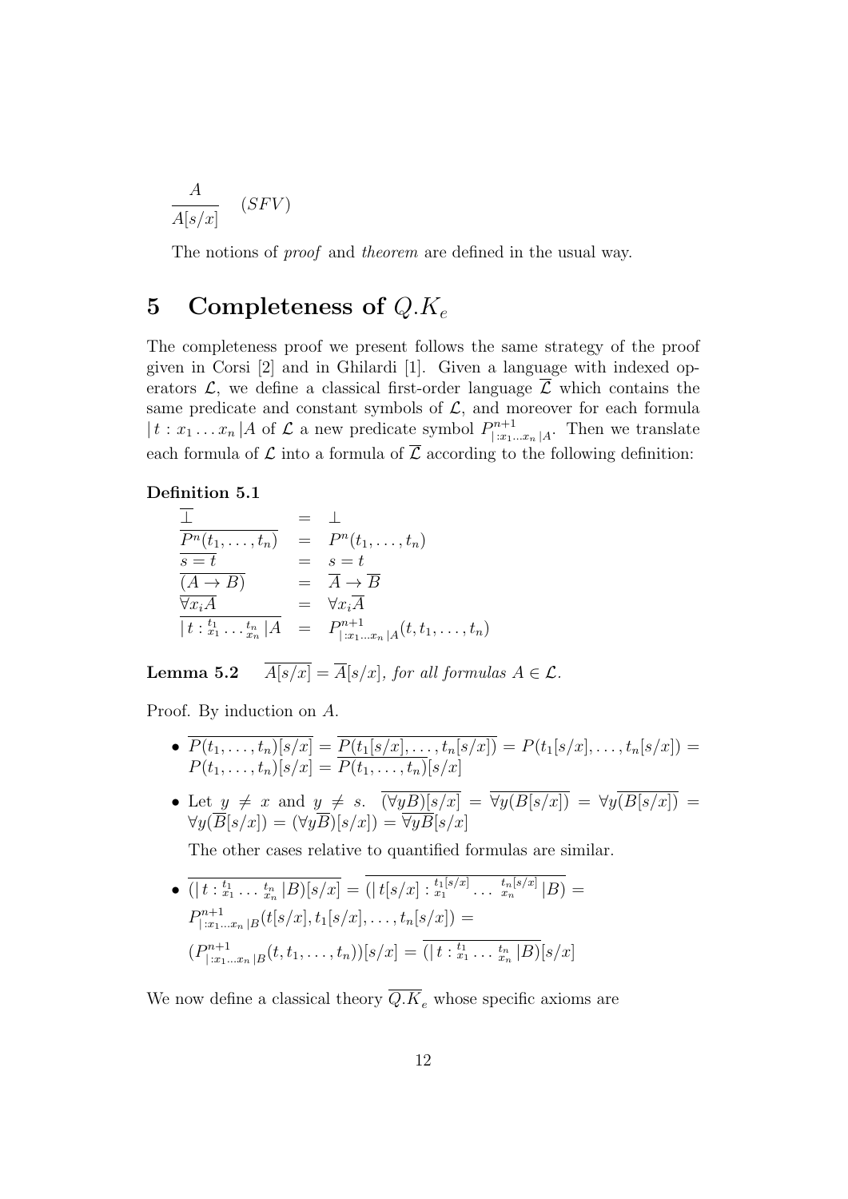$$\frac{A}{A[s/x]} \quad (SFV)$$

The notions of *proof* and *theorem* are defined in the usual way.

# 5 Completeness of $Q.K_e$

The completeness proof we present follows the same strategy of the proof given in Corsi [2] and in Ghilardi [1]. Given a language with indexed operators $\mathcal{L}$, we define a classical first-order language $\overline{\mathcal{L}}$ which contains the same predicate and constant symbols of $\mathcal{L}$, and moreover for each formula $|\, t : x_1 \dots x_n \,|A$ of $\mathcal{L}$ a new predicate symbol $P^{n+1}_{|\,:x_1 \dots x_n\,|A}$. Then we translate each formula of $\mathcal{L}$ into a formula of $\overline{\mathcal{L}}$ according to the following definition:

**Definition 5.1**

$$
\begin{array}{lcl}
\overline{\bot} & = & \bot \\
\overline{P^n(t_1, \dots, t_n)} & = & P^n(t_1, \dots, t_n) \\
\overline{s = t} & = & s = t \\
\overline{(A \rightarrow B)} & = & \overline{A} \rightarrow \overline{B} \\
\overline{\forall x_i A} & = & \forall x_i \overline{A} \\
\overline{|\, t : {}^{t_1}_{x_1} \dots {}^{t_n}_{x_n} \,|A} & = & P^{n+1}_{|\,:x_1 \dots x_n\,|A}(t, t_1, \dots, t_n)
\end{array}
$$

**Lemma 5.2** $\overline{A[s/x]} = \overline{A}[s/x]$, *for all formulas* $A \in \mathcal{L}$.

Proof. By induction on $A$.

- $\overline{P(t_1, \dots, t_n)[s/x]} = \overline{P(t_1[s/x], \dots, t_n[s/x])} = P(t_1[s/x], \dots, t_n[s/x]) = P(t_1, \dots, t_n)[s/x] = \overline{P(t_1, \dots, t_n)}[s/x]$

- Let $y \neq x$ and $y \neq s$. $\overline{(\forall y B)[s/x]} = \overline{\forall y(B[s/x])} = \forall y \overline{(B[s/x])} = \forall y(\overline{B}[s/x]) = (\forall y \overline{B})[s/x]) = \overline{\forall y B}[s/x]$

  The other cases relative to quantified formulas are similar.

- $\overline{(|\, t : {}^{t_1}_{x_1} \dots {}^{t_n}_{x_n} \,|B)[s/x]} = \overline{(|\, t[s/x] : {}^{t_1[s/x]}_{x_1} \dots {}^{t_n[s/x]}_{x_n} \,|B)} =$
  $P^{n+1}_{|\,:x_1 \dots x_n\,|B}(t[s/x], t_1[s/x], \dots, t_n[s/x]) =$
  $(P^{n+1}_{|\,:x_1 \dots x_n\,|B}(t, t_1, \dots, t_n))[s/x] = \overline{(|\, t : {}^{t_1}_{x_1} \dots {}^{t_n}_{x_n} \,|B)}[s/x]$

We now define a classical theory $\overline{Q.K_e}$ whose specific axioms are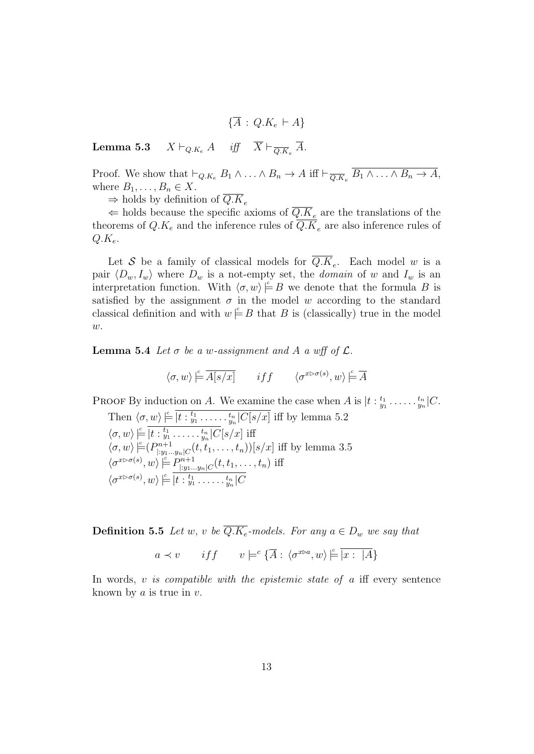$$\{\overline{A} \,:\, Q.K_e \vdash A\}$$

**Lemma 5.3** $\quad X \vdash_{Q.K_e} A \quad$ *iff* $\quad \overline{X} \vdash_{\overline{Q.K}_e} \overline{A}$.

Proof. We show that $\vdash_{Q.K_e} B_1 \wedge \ldots \wedge B_n \to A$ iff $\vdash_{\overline{Q.K}_e} \overline{B_1 \wedge \ldots \wedge B_n \to A}$, where $B_1, \ldots, B_n \in X$.

$\Rightarrow$ holds by definition of $\overline{Q.K}_e$

$\Leftarrow$ holds because the specific axioms of $\overline{Q.K}_e$ are the translations of the theorems of $Q.K_e$ and the inference rules of $\overline{Q.K}_e$ are also inference rules of $Q.K_e$.

Let $\mathcal{S}$ be a family of classical models for $\overline{Q.K}_e$. Each model $w$ is a pair $\langle D_w, I_w \rangle$ where $D_w$ is a not-empty set, the *domain* of $w$ and $I_w$ is an interpretation function. With $\langle \sigma, w \rangle \models^{c} B$ we denote that the formula $B$ is satisfied by the assignment $\sigma$ in the model $w$ according to the standard classical definition and with $w \models^{c} B$ that $B$ is (classically) true in the model $w$.

**Lemma 5.4** *Let $\sigma$ be a $w$-assignment and $A$ a wff of $\mathcal{L}$.*

$$\langle \sigma, w \rangle \models^{c} \overline{A[s/x]} \qquad iff \qquad \langle \sigma^{x \triangleright \sigma(s)}, w \rangle \models^{c} \overline{A}$$

Proof By induction on $A$. We examine the case when $A$ is $|t : {}^{t_1}_{y_1} \ldots \ldots {}^{t_n}_{y_n}|C$.

Then $\langle \sigma, w \rangle \models^{c} \overline{|t : {}^{t_1}_{y_1} \ldots \ldots {}^{t_n}_{y_n}|C[s/x]}$ iff by lemma 5.2

$\langle \sigma, w \rangle \models^{c} \overline{|t : {}^{t_1}_{y_1} \ldots \ldots {}^{t_n}_{y_n}|C}[s/x]$ iff

$\langle \sigma, w \rangle \models^{c} (P^{n+1}_{|:y_1 \ldots y_n|C}(t, t_1, \ldots, t_n))[s/x]$ iff by lemma 3.5

$\langle \sigma^{x \triangleright \sigma(s)}, w \rangle \models^{c} P^{n+1}_{|:y_1 \ldots y_n|C}(t, t_1, \ldots, t_n)$ iff

$\langle \sigma^{x \triangleright \sigma(s)}, w \rangle \models^{c} \overline{|t : {}^{t_1}_{y_1} \ldots \ldots {}^{t_n}_{y_n}|C}$

**Definition 5.5** *Let $w$, $v$ be $\overline{Q.K}_e$-models. For any $a \in D_w$ we say that*

$$a \prec v \qquad iff \qquad v \models^{c} \{\overline{A} :\, \langle \sigma^{x \triangleright a}, w \rangle \models^{c} \overline{|x :\ |A}\}$$

In words, *$v$ is compatible with the epistemic state of $a$* iff every sentence known by $a$ is true in $v$.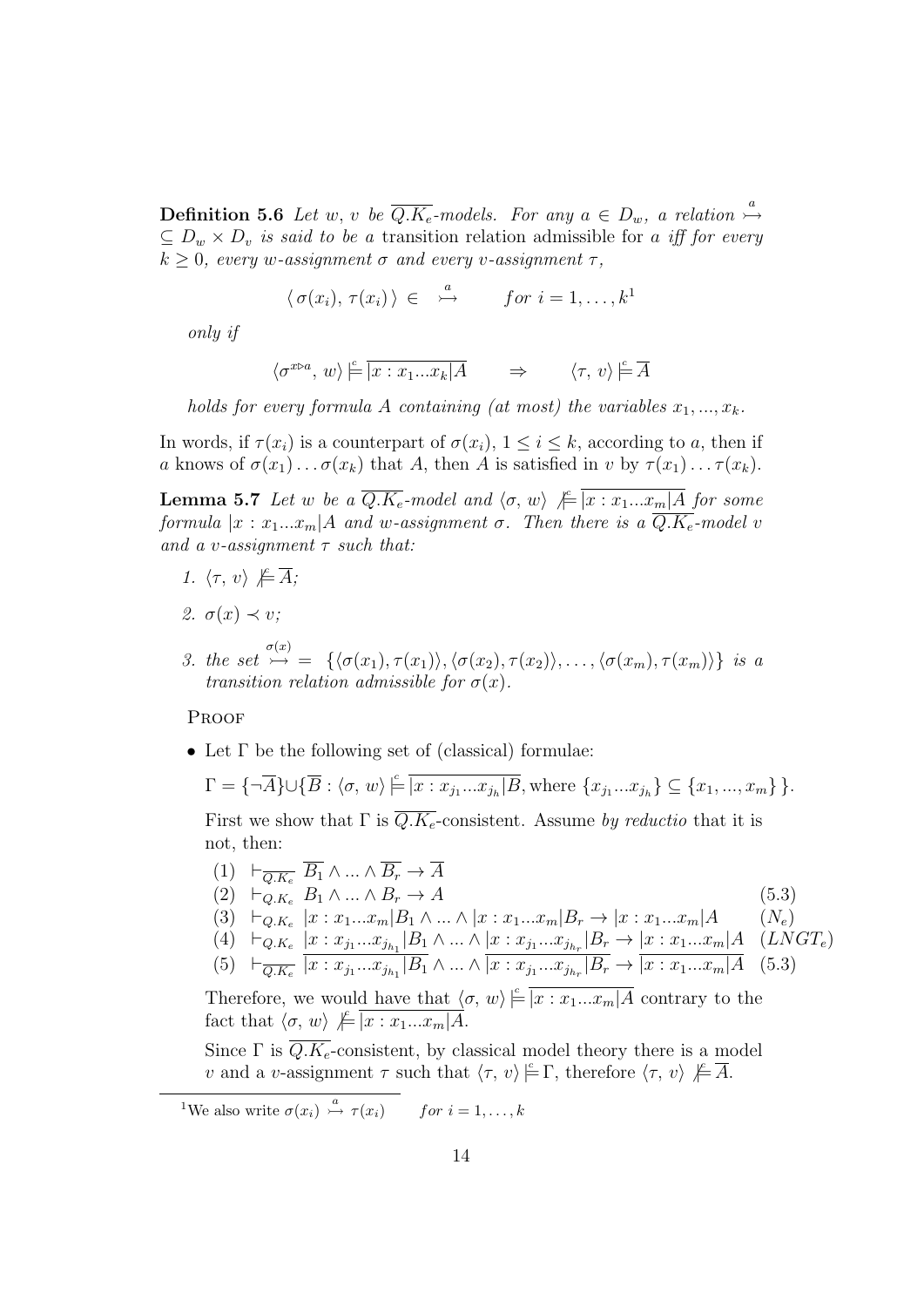**Definition 5.6** *Let $w$, $v$ be $\overline{Q.K_e}$-models. For any $a \in D_w$, a relation $\overset{a}{\rightarrowtail} \subseteq D_w \times D_v$ is said to be a* transition relation admissible for *$a$ iff for every $k \geq 0$, every $w$-assignment $\sigma$ and every $v$-assignment $\tau$,*

$$\langle\, \sigma(x_i),\, \tau(x_i)\,\rangle \in \overset{a}{\rightarrowtail} \qquad for\ i = 1, \ldots, k^1$$

*only if*

$$\langle \sigma^{x \triangleright a},\, w\rangle \overset{c}{\models} \overline{|x : x_1 ... x_k|A} \qquad \Rightarrow \qquad \langle \tau,\, v\rangle \overset{c}{\models} \overline{A}$$

*holds for every formula $A$ containing (at most) the variables $x_1, ..., x_k$.*

In words, if $\tau(x_i)$ is a counterpart of $\sigma(x_i)$, $1 \leq i \leq k$, according to $a$, then if $a$ knows of $\sigma(x_1) \ldots \sigma(x_k)$ that $A$, then $A$ is satisfied in $v$ by $\tau(x_1) \ldots \tau(x_k)$.

**Lemma 5.7** *Let $w$ be a $\overline{Q.K_e}$-model and $\langle \sigma,\, w\rangle \overset{c}{\not\models} \overline{|x : x_1 ... x_m|A}$ for some formula $|x : x_1 ... x_m|A$ and $w$-assignment $\sigma$. Then there is a $\overline{Q.K_e}$-model $v$ and a $v$-assignment $\tau$ such that:*

1. $\langle \tau,\, v\rangle \overset{c}{\not\models} \overline{A}$;
2. $\sigma(x) \prec v$;
3. *the set* $\overset{\sigma(x)}{\rightarrowtail} = \{\langle \sigma(x_1), \tau(x_1)\rangle, \langle \sigma(x_2), \tau(x_2)\rangle, \ldots, \langle \sigma(x_m), \tau(x_m)\rangle\}$ *is a transition relation admissible for $\sigma(x)$.*

Proof

- Let $\Gamma$ be the following set of (classical) formulae:

  $\Gamma = \{\neg\overline{A}\} \cup \{\overline{B} : \langle \sigma,\, w\rangle \overset{c}{\models} \overline{|x : x_{j_1} ... x_{j_h}|B}, \text{where } \{x_{j_1} ... x_{j_h}\} \subseteq \{x_1, ..., x_m\}\}.$

  First we show that $\Gamma$ is $\overline{Q.K_e}$-consistent. Assume *by reductio* that it is not, then:

  $$\begin{array}{lll}
  (1) & \vdash_{\overline{Q.K_e}} \overline{B_1} \wedge ... \wedge \overline{B_r} \rightarrow \overline{A} & \\
  (2) & \vdash_{Q.K_e} B_1 \wedge ... \wedge B_r \rightarrow A & (5.3) \\
  (3) & \vdash_{Q.K_e} |x : x_1 ... x_m|B_1 \wedge ... \wedge |x : x_1 ... x_m|B_r \rightarrow |x : x_1 ... x_m|A & (N_e) \\
  (4) & \vdash_{Q.K_e} |x : x_{j_1} ... x_{j_{h_1}}|B_1 \wedge ... \wedge |x : x_{j_1} ... x_{j_{h_r}}|B_r \rightarrow |x : x_1 ... x_m|A & (LNGT_e) \\
  (5) & \vdash_{\overline{Q.K_e}} \overline{|x : x_{j_1} ... x_{j_{h_1}}|B_1} \wedge ... \wedge \overline{|x : x_{j_1} ... x_{j_{h_r}}|B_r} \rightarrow \overline{|x : x_1 ... x_m|A} & (5.3)
  \end{array}$$

  Therefore, we would have that $\langle \sigma,\, w\rangle \overset{c}{\models} \overline{|x : x_1 ... x_m|A}$ contrary to the fact that $\langle \sigma,\, w\rangle \overset{c}{\not\models} \overline{|x : x_1 ... x_m|A}$.

  Since $\Gamma$ is $\overline{Q.K_e}$-consistent, by classical model theory there is a model $v$ and a $v$-assignment $\tau$ such that $\langle \tau,\, v\rangle \models \Gamma$, therefore $\langle \tau,\, v\rangle \overset{c}{\not\models} \overline{A}$.

---

[1] We also write $\sigma(x_i) \overset{a}{\rightarrowtail} \tau(x_i) \qquad for\ i = 1, \ldots, k$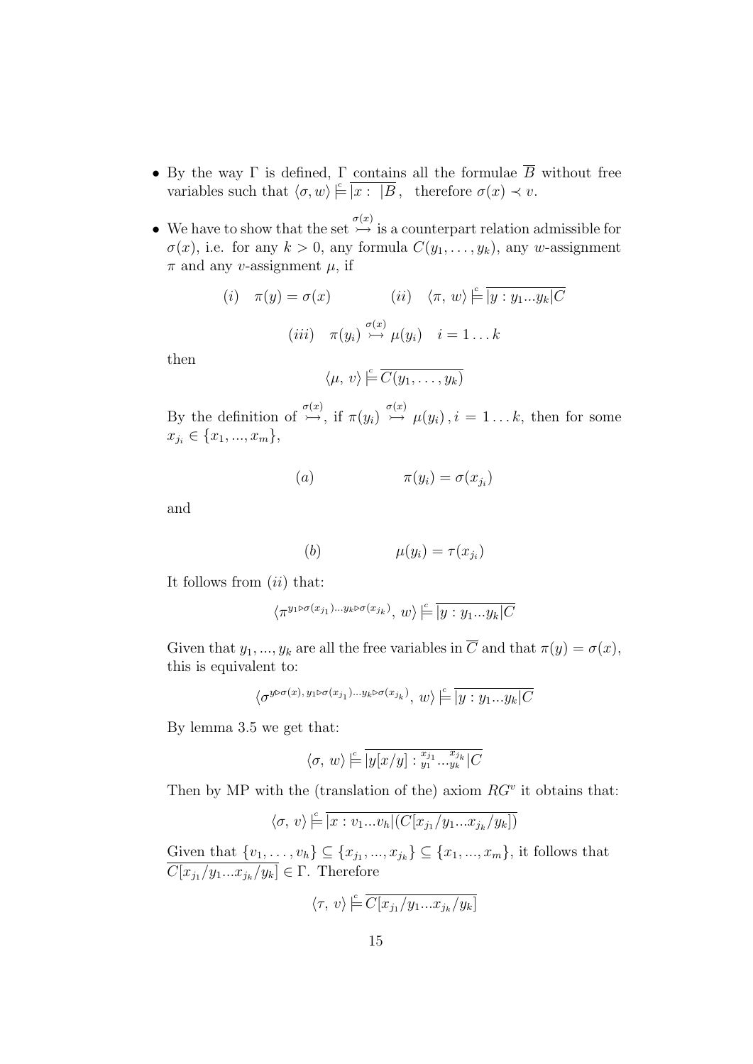- By the way $\Gamma$ is defined, $\Gamma$ contains all the formulae $\overline{B}$ without free variables such that $\langle \sigma, w \rangle \models^{c} \overline{|x : \; |B}$, therefore $\sigma(x) \prec v$.

- We have to show that the set $\overset{\sigma(x)}{\rightarrowtail}$ is a counterpart relation admissible for $\sigma(x)$, i.e. for any $k > 0$, any formula $C(y_1, \ldots, y_k)$, any $w$-assignment $\pi$ and any $v$-assignment $\mu$, if

$$(i) \quad \pi(y) = \sigma(x) \qquad\qquad (ii) \quad \langle \pi, \, w \rangle \models^{c} \overline{|y : y_1 ... y_k| C}$$

$$(iii) \quad \pi(y_i) \overset{\sigma(x)}{\rightarrowtail} \mu(y_i) \quad i = 1 \ldots k$$

then

$$\langle \mu, \, v \rangle \models^{c} \overline{C(y_1, \ldots, y_k)}$$

By the definition of $\overset{\sigma(x)}{\rightarrowtail}$, if $\pi(y_i) \overset{\sigma(x)}{\rightarrowtail} \mu(y_i)$, $i = 1 \ldots k$, then for some $x_{j_i} \in \{x_1, ..., x_m\}$,

$$(a) \qquad\qquad \pi(y_i) = \sigma(x_{j_i})$$

and

$$(b) \qquad\qquad \mu(y_i) = \tau(x_{j_i})$$

It follows from $(ii)$ that:

$$\langle \pi^{y_1 \triangleright \sigma(x_{j_1}) \ldots y_k \triangleright \sigma(x_{j_k})}, \, w \rangle \models^{c} \overline{|y : y_1 ... y_k| C}$$

Given that $y_1, ..., y_k$ are all the free variables in $\overline{C}$ and that $\pi(y) = \sigma(x)$, this is equivalent to:

$$\langle \sigma^{y \triangleright \sigma(x), \, y_1 \triangleright \sigma(x_{j_1}) \ldots y_k \triangleright \sigma(x_{j_k})}, \, w \rangle \models^{c} \overline{|y : y_1 ... y_k| C}$$

By lemma 3.5 we get that:

$$\langle \sigma, \, w \rangle \models^{c} \overline{|y[x/y] : {}^{x_{j_1}}_{y_1} \ldots {}^{x_{j_k}}_{y_k} | C}$$

Then by MP with the (translation of the) axiom $RG^{v}$ it obtains that:

$$\langle \sigma, \, v \rangle \models^{c} \overline{|x : v_1 ... v_h| (C[x_{j_1}/y_1 ... x_{j_k}/y_k])}$$

Given that $\{v_1, \ldots, v_h\} \subseteq \{x_{j_1}, ..., x_{j_k}\} \subseteq \{x_1, ..., x_m\}$, it follows that $\overline{C[x_{j_1}/y_1 ... x_{j_k}/y_k]} \in \Gamma$. Therefore

$$\langle \tau, \, v \rangle \models^{c} \overline{C[x_{j_1}/y_1 ... x_{j_k}/y_k]}$$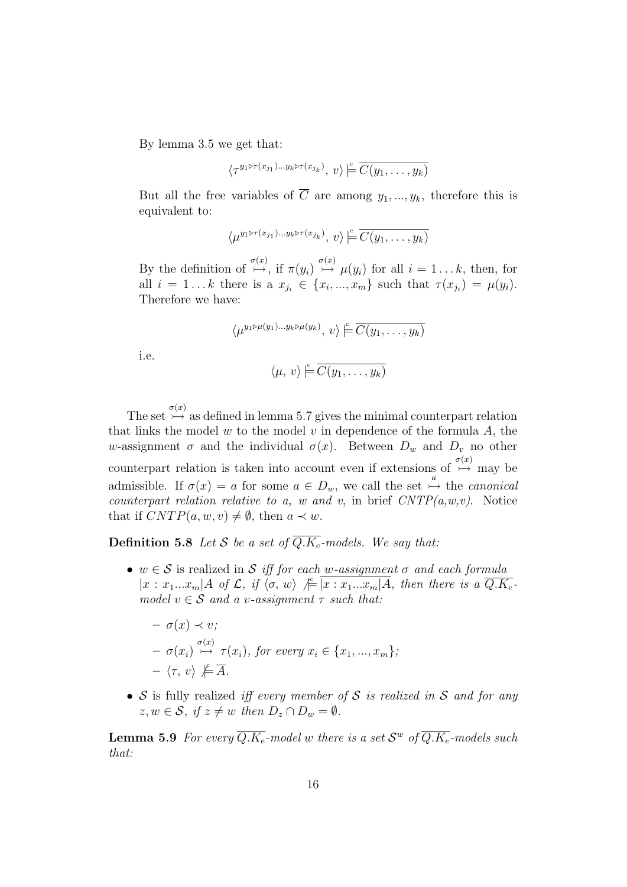By lemma 3.5 we get that:

$$\langle \tau^{y_1 \triangleright \tau(x_{j_1}) \ldots y_k \triangleright \tau(x_{j_k})},\, v\rangle \overset{c}{\models} \overline{C(y_1, \ldots, y_k)}$$

But all the free variables of $\overline{C}$ are among $y_1, ..., y_k$, therefore this is equivalent to:

$$\langle \mu^{y_1 \triangleright \tau(x_{j_1}) \ldots y_k \triangleright \tau(x_{j_k})},\, v\rangle \overset{c}{\models} \overline{C(y_1, \ldots, y_k)}$$

By the definition of $\overset{\sigma(x)}{\rightarrowtail}$, if $\pi(y_i) \overset{\sigma(x)}{\rightarrowtail} \mu(y_i)$ for all $i = 1 \ldots k$, then, for all $i = 1 \ldots k$ there is a $x_{j_i} \in \{x_i, ..., x_m\}$ such that $\tau(x_{j_i}) = \mu(y_i)$. Therefore we have:

$$\langle \mu^{y_1 \triangleright \mu(y_1) \ldots y_k \triangleright \mu(y_k)},\, v\rangle \overset{c}{\models} \overline{C(y_1, \ldots, y_k)}$$

i.e.

$$\langle \mu,\, v\rangle \overset{c}{\models} \overline{C(y_1, \ldots, y_k)}$$

The set $\overset{\sigma(x)}{\rightarrowtail}$ as defined in lemma 5.7 gives the minimal counterpart relation that links the model $w$ to the model $v$ in dependence of the formula $A$, the $w$-assignment $\sigma$ and the individual $\sigma(x)$. Between $D_w$ and $D_v$ no other counterpart relation is taken into account even if extensions of $\overset{\sigma(x)}{\rightarrowtail}$ may be admissible. If $\sigma(x) = a$ for some $a \in D_w$, we call the set $\overset{a}{\rightarrowtail}$ the *canonical counterpart relation relative to a, w and v*, in brief *CNTP(a,w,v)*. Notice that if $CNTP(a, w, v) \neq \emptyset$, then $a \prec w$.

**Definition 5.8** *Let $\mathcal{S}$ be a set of $\overline{Q.K_e}$-models. We say that:*

- $w \in \mathcal{S}$ is realized in $\mathcal{S}$ *iff for each* $w$*-assignment* $\sigma$ *and each formula* $|x : x_1...x_m|A$ *of* $\mathcal{L}$*, if* $\langle \sigma, w\rangle \overset{c}{\not\models} \overline{|x : x_1...x_m|A}$*, then there is a* $\overline{Q.K_e}$*-model* $v \in \mathcal{S}$ *and a* $v$*-assignment* $\tau$ *such that:*
  - $\sigma(x) \prec v$*;*
  - $\sigma(x_i) \overset{\sigma(x)}{\rightarrowtail} \tau(x_i)$*, for every* $x_i \in \{x_1, ..., x_m\}$*;*
  - $\langle \tau, v\rangle \overset{c}{\not\models} \overline{A}$*.*
- $\mathcal{S}$ is fully realized *iff every member of* $\mathcal{S}$ *is realized in* $\mathcal{S}$ *and for any* $z, w \in \mathcal{S}$*, if* $z \neq w$ *then* $D_z \cap D_w = \emptyset$*.*

**Lemma 5.9** *For every $\overline{Q.K_e}$-model $w$ there is a set $\mathcal{S}^w$ of $\overline{Q.K_e}$-models such that:*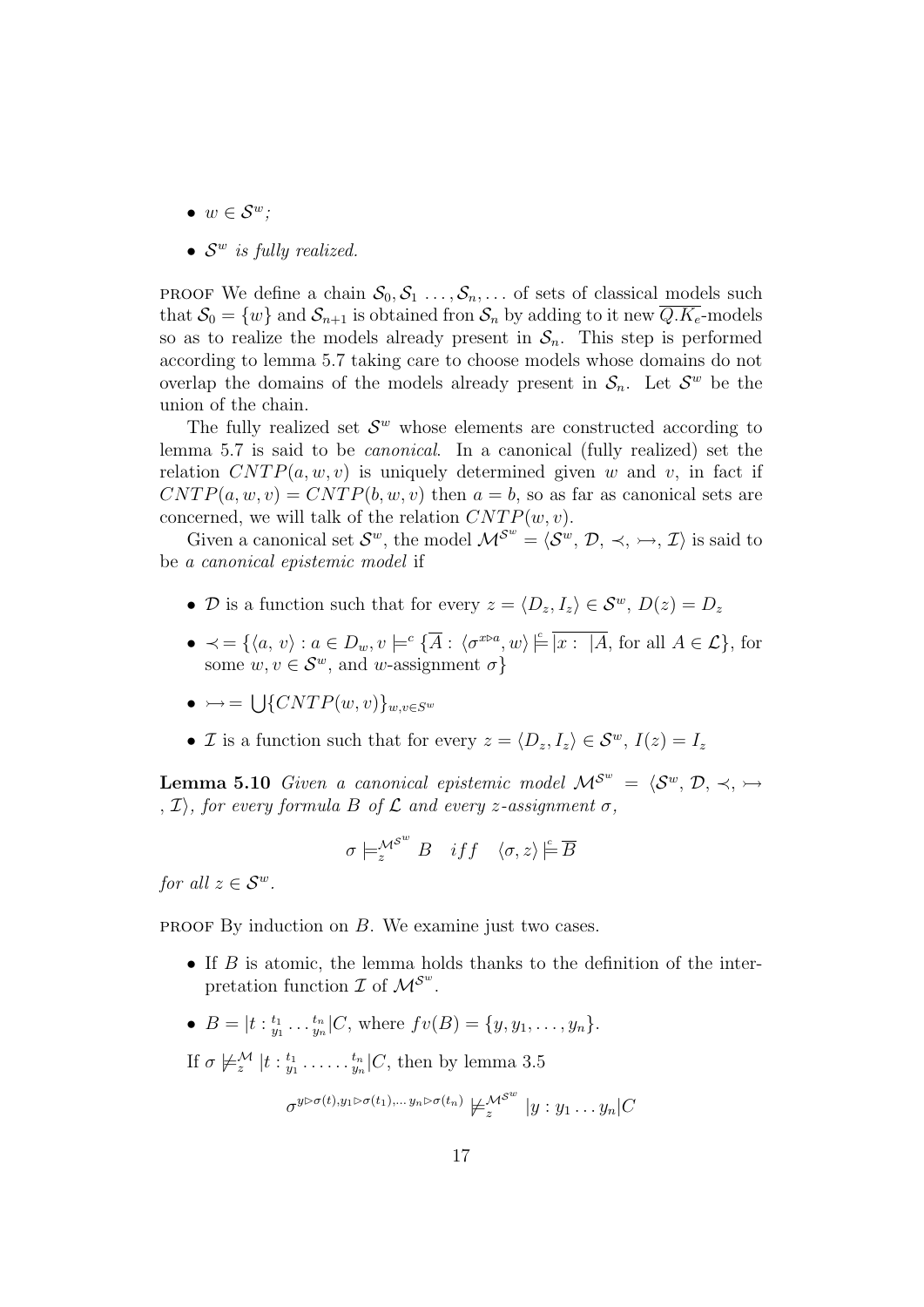- $w \in \mathcal{S}^w$;
- $\mathcal{S}^w$ *is fully realized.*

PROOF We define a chain $\mathcal{S}_0, \mathcal{S}_1 \ldots, \mathcal{S}_n, \ldots$ of sets of classical models such that $\mathcal{S}_0 = \{w\}$ and $\mathcal{S}_{n+1}$ is obtained fron $\mathcal{S}_n$ by adding to it new $\overline{Q.K_e}$-models so as to realize the models already present in $\mathcal{S}_n$. This step is performed according to lemma 5.7 taking care to choose models whose domains do not overlap the domains of the models already present in $\mathcal{S}_n$. Let $\mathcal{S}^w$ be the union of the chain.

The fully realized set $\mathcal{S}^w$ whose elements are constructed according to lemma 5.7 is said to be *canonical*. In a canonical (fully realized) set the relation $CNTP(a, w, v)$ is uniquely determined given $w$ and $v$, in fact if $CNTP(a, w, v) = CNTP(b, w, v)$ then $a = b$, so as far as canonical sets are concerned, we will talk of the relation $CNTP(w, v)$.

Given a canonical set $\mathcal{S}^w$, the model $\mathcal{M}^{\mathcal{S}^w} = \langle \mathcal{S}^w, \mathcal{D}, \prec, \rightarrowtail, \mathcal{I} \rangle$ is said to be *a canonical epistemic model* if

- $\mathcal{D}$ is a function such that for every $z = \langle D_z, I_z \rangle \in \mathcal{S}^w$, $D(z) = D_z$
- $\prec = \{\langle a, v \rangle : a \in D_w, v \models^c \{\overline{A} : \langle \sigma^{x \triangleright a}, w \rangle \overset{c}{\models} \overline{|x : \; |A}, \text{ for all } A \in \mathcal{L}\}$, for some $w, v \in \mathcal{S}^w$, and $w$-assignment $\sigma\}$
- $\rightarrowtail = \bigcup \{CNTP(w, v)\}_{w,v \in S^w}$
- $\mathcal{I}$ is a function such that for every $z = \langle D_z, I_z \rangle \in \mathcal{S}^w$, $I(z) = I_z$

**Lemma 5.10** *Given a canonical epistemic model $\mathcal{M}^{\mathcal{S}^w} = \langle \mathcal{S}^w, \mathcal{D}, \prec, \rightarrowtail, \mathcal{I} \rangle$, for every formula $B$ of $\mathcal{L}$ and every $z$-assignment $\sigma$,*

$$\sigma \models_z^{\mathcal{M}^{\mathcal{S}^w}} B \quad iff \quad \langle \sigma, z \rangle \overset{c}{\models} \overline{B}$$

*for all $z \in \mathcal{S}^w$.*

PROOF By induction on $B$. We examine just two cases.

- If $B$ is atomic, the lemma holds thanks to the definition of the interpretation function $\mathcal{I}$ of $\mathcal{M}^{\mathcal{S}^w}$.
- $B = |t : {}^{t_1}_{y_1} \ldots {}^{t_n}_{y_n}|C$, where $fv(B) = \{y, y_1, \ldots, y_n\}$.

If $\sigma \not\models_z^{\mathcal{M}} |t : {}^{t_1}_{y_1} \ldots \ldots {}^{t_n}_{y_n}|C$, then by lemma 3.5

$$\sigma^{y \triangleright \sigma(t), y_1 \triangleright \sigma(t_1), \ldots y_n \triangleright \sigma(t_n)} \not\models_z^{\mathcal{M}^{\mathcal{S}^w}} |y : y_1 \ldots y_n|C$$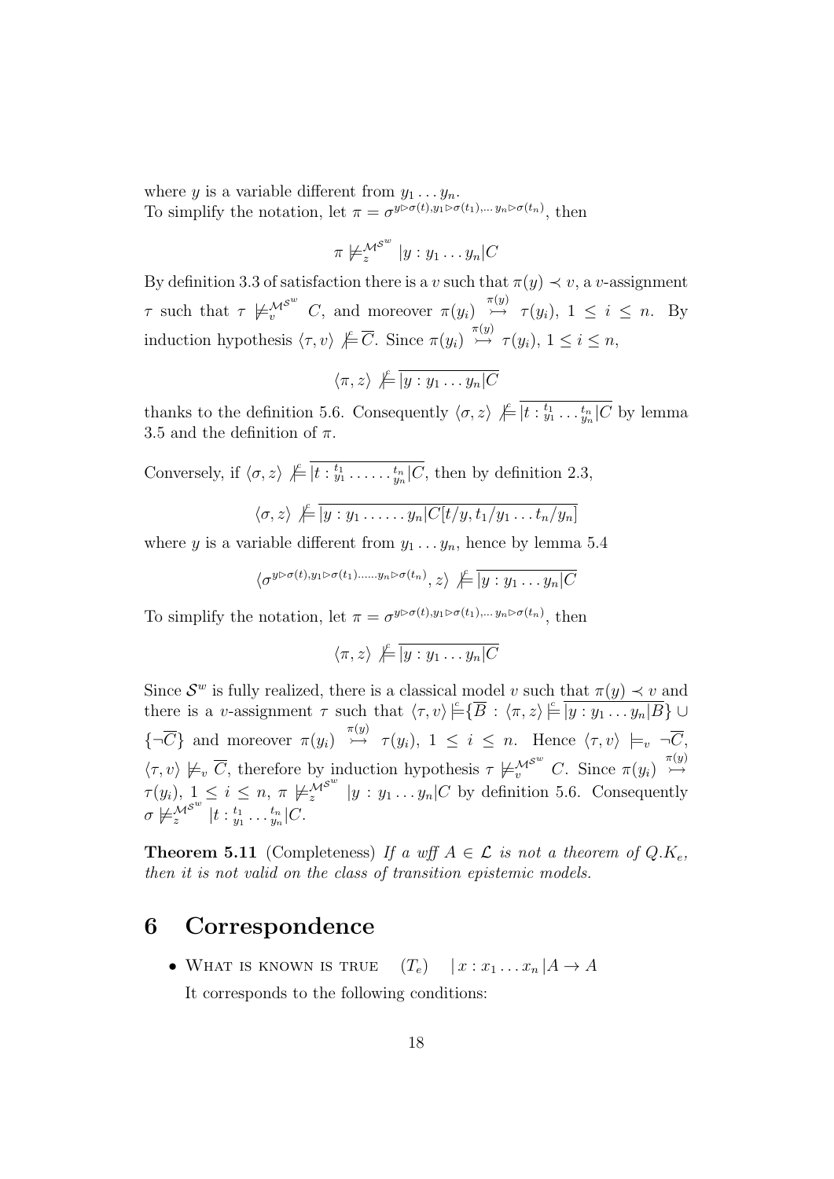where $y$ is a variable different from $y_1 \ldots y_n$.
To simplify the notation, let $\pi = \sigma^{y \triangleright \sigma(t), y_1 \triangleright \sigma(t_1), \ldots y_n \triangleright \sigma(t_n)}$, then

$$\pi \not\models_z^{\mathcal{M}^{\mathcal{S}^w}} |y : y_1 \ldots y_n| C$$

By definition 3.3 of satisfaction there is a $v$ such that $\pi(y) \prec v$, a $v$-assignment $\tau$ such that $\tau \not\models_v^{\mathcal{M}^{\mathcal{S}^w}} C$, and moreover $\pi(y_i) \overset{\pi(y)}{\rightarrowtail} \tau(y_i)$, $1 \leq i \leq n$. By induction hypothesis $\langle \tau, v \rangle \not\models^{c} \overline{C}$. Since $\pi(y_i) \overset{\pi(y)}{\rightarrowtail} \tau(y_i)$, $1 \leq i \leq n$,

$$\langle \pi, z \rangle \not\models^{c} \overline{|y : y_1 \ldots y_n| C}$$

thanks to the definition 5.6. Consequently $\langle \sigma, z \rangle \not\models^{c} \overline{|t : {}^{t_1}_{y_1} \ldots {}^{t_n}_{y_n}| C}$ by lemma 3.5 and the definition of $\pi$.

Conversely, if $\langle \sigma, z \rangle \not\models^{c} \overline{|t : {}^{t_1}_{y_1} \ldots \ldots {}^{t_n}_{y_n}| C}$, then by definition 2.3,

$$\langle \sigma, z \rangle \not\models^{c} \overline{|y : y_1 \ldots \ldots y_n| C[t/y, t_1/y_1 \ldots t_n/y_n]}$$

where $y$ is a variable different from $y_1 \ldots y_n$, hence by lemma 5.4

$$\langle \sigma^{y \triangleright \sigma(t), y_1 \triangleright \sigma(t_1) \ldots \ldots y_n \triangleright \sigma(t_n)}, z \rangle \not\models^{c} \overline{|y : y_1 \ldots y_n| C}$$

To simplify the notation, let $\pi = \sigma^{y \triangleright \sigma(t), y_1 \triangleright \sigma(t_1), \ldots y_n \triangleright \sigma(t_n)}$, then

$$\langle \pi, z \rangle \not\models^{c} \overline{|y : y_1 \ldots y_n| C}$$

Since $\mathcal{S}^w$ is fully realized, there is a classical model $v$ such that $\pi(y) \prec v$ and there is a $v$-assignment $\tau$ such that $\langle \tau, v \rangle \models^{c} \{\overline{B} : \langle \pi, z \rangle \models^{c} \overline{|y : y_1 \ldots y_n| B}\} \cup \{\neg \overline{C}\}$ and moreover $\pi(y_i) \overset{\pi(y)}{\rightarrowtail} \tau(y_i)$, $1 \leq i \leq n$. Hence $\langle \tau, v \rangle \models_v \neg \overline{C}$, $\langle \tau, v \rangle \not\models_v \overline{C}$, therefore by induction hypothesis $\tau \not\models_v^{\mathcal{M}^{\mathcal{S}^w}} C$. Since $\pi(y_i) \overset{\pi(y)}{\rightarrowtail} \tau(y_i)$, $1 \leq i \leq n$, $\pi \not\models_z^{\mathcal{M}^{\mathcal{S}^w}} |y : y_1 \ldots y_n| C$ by definition 5.6. Consequently $\sigma \not\models_z^{\mathcal{M}^{\mathcal{S}^w}} |t : {}^{t_1}_{y_1} \ldots {}^{t_n}_{y_n}| C$.

**Theorem 5.11** (Completeness) *If a wff $A \in \mathcal{L}$ is not a theorem of $Q.K_e$, then it is not valid on the class of transition epistemic models.*

## 6 Correspondence

- What is known is true $\quad (T_e) \quad |\, x : x_1 \ldots x_n \,| A \rightarrow A$

  It corresponds to the following conditions: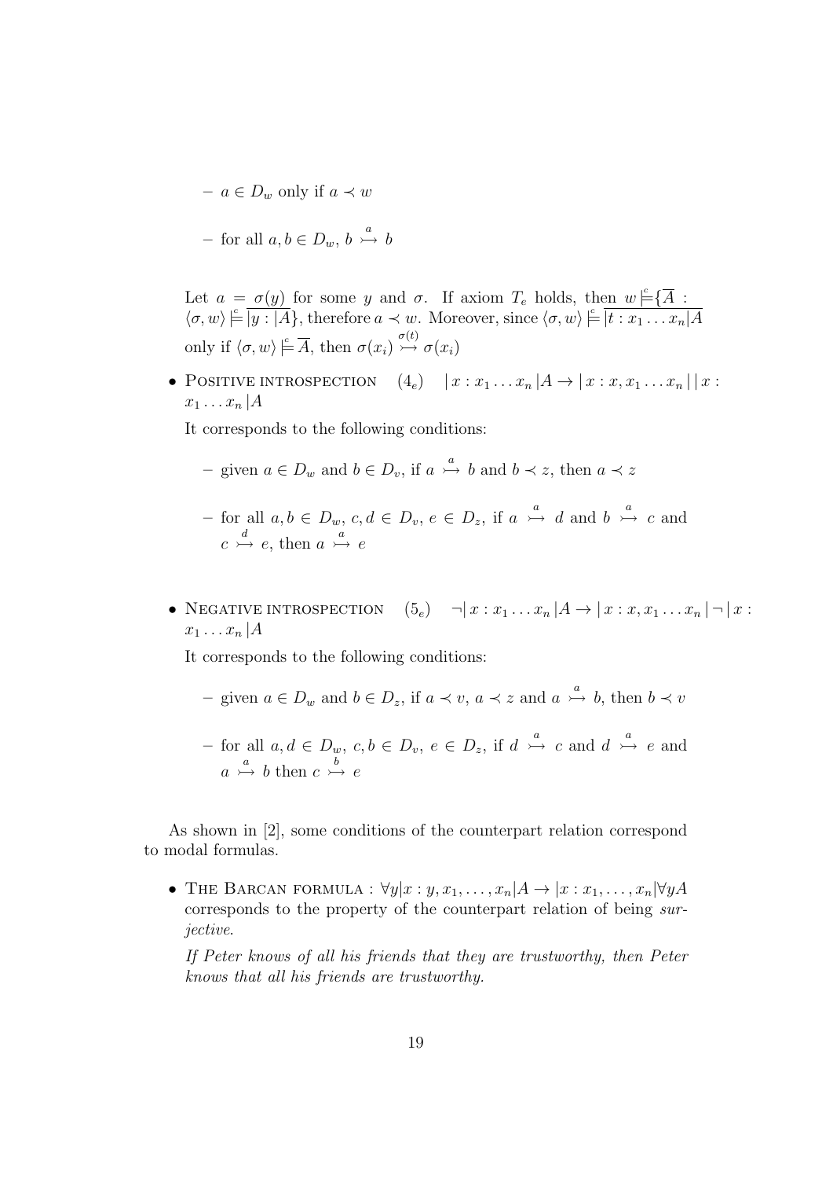- $a \in D_w$ only if $a \prec w$
- for all $a, b \in D_w$, $b \overset{a}{\rightarrowtail} b$

Let $a = \underline{\sigma(y)}$ for some $y$ and $\sigma$. If axiom $T_e$ holds, then $w \overset{c}{\models} \{\overline{A} : \langle \sigma, w\rangle \overset{c}{\models} \overline{|y : |A}\}$, therefore $a \prec w$. Moreover, since $\langle \sigma, w\rangle \overset{c}{\models} \overline{|t : x_1 \dots x_n|A}$ only if $\langle \sigma, w\rangle \overset{c}{\models} \overline{A}$, then $\sigma(x_i) \overset{\sigma(t)}{\rightarrowtail} \sigma(x_i)$

- Positive introspection $\quad (4_e) \quad |\, x : x_1 \dots x_n \,|A \rightarrow |\, x : x, x_1 \dots x_n \,|\,|\, x : x_1 \dots x_n \,|A$

  It corresponds to the following conditions:

  - given $a \in D_w$ and $b \in D_v$, if $a \overset{a}{\rightarrowtail} b$ and $b \prec z$, then $a \prec z$
  - for all $a, b \in D_w$, $c, d \in D_v$, $e \in D_z$, if $a \overset{a}{\rightarrowtail} d$ and $b \overset{a}{\rightarrowtail} c$ and $c \overset{d}{\rightarrowtail} e$, then $a \overset{a}{\rightarrowtail} e$

- Negative introspection $\quad (5_e) \quad \neg|\, x : x_1 \dots x_n \,|A \rightarrow |\, x : x, x_1 \dots x_n \,|\,\neg\,|\, x : x_1 \dots x_n \,|A$

  It corresponds to the following conditions:

  - given $a \in D_w$ and $b \in D_z$, if $a \prec v$, $a \prec z$ and $a \overset{a}{\rightarrowtail} b$, then $b \prec v$
  - for all $a, d \in D_w$, $c, b \in D_v$, $e \in D_z$, if $d \overset{a}{\rightarrowtail} c$ and $d \overset{a}{\rightarrowtail} e$ and $a \overset{a}{\rightarrowtail} b$ then $c \overset{b}{\rightarrowtail} e$

As shown in [2], some conditions of the counterpart relation correspond to modal formulas.

- The Barcan formula : $\forall y |x : y, x_1, \dots, x_n| A \rightarrow |x : x_1, \dots, x_n| \forall y A$ corresponds to the property of the counterpart relation of being *surjective*.

  *If Peter knows of all his friends that they are trustworthy, then Peter knows that all his friends are trustworthy.*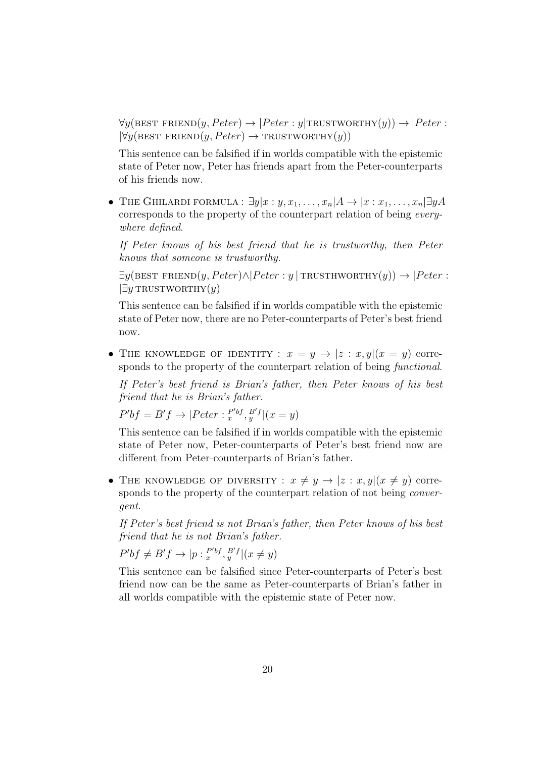$\forall y(\textsc{best friend}(y, Peter) \rightarrow |Peter : y|\textsc{trustworthy}(y)) \rightarrow |Peter : |\forall y(\textsc{best friend}(y, Peter) \rightarrow \textsc{trustworthy}(y))$

This sentence can be falsified if in worlds compatible with the epistemic state of Peter now, Peter has friends apart from the Peter-counterparts of his friends now.

- The Ghilardi formula : $\exists y|x : y, x_1, \ldots, x_n|A \rightarrow |x : x_1, \ldots, x_n|\exists yA$ corresponds to the property of the counterpart relation of being *everywhere defined*.

  *If Peter knows of his best friend that he is trustworthy, then Peter knows that someone is trustworthy.*

  $\exists y(\textsc{best friend}(y, Peter) \wedge |Peter : y \,|\, \textsc{trusthworthy}(y)) \rightarrow |Peter : |\exists y \, \textsc{trustworthy}(y)$

  This sentence can be falsified if in worlds compatible with the epistemic state of Peter now, there are no Peter-counterparts of Peter's best friend now.

- The knowledge of identity : $x = y \rightarrow |z : x, y|(x = y)$ corresponds to the property of the counterpart relation of being *functional*.

  *If Peter's best friend is Brian's father, then Peter knows of his best friend that he is Brian's father.*

  $P'bf = B'f \rightarrow |Peter : {}^{P'bf}_{x}, {}^{B'f}_{y}|(x = y)$

  This sentence can be falsified if in worlds compatible with the epistemic state of Peter now, Peter-counterparts of Peter's best friend now are different from Peter-counterparts of Brian's father.

- The knowledge of diversity : $x \neq y \rightarrow |z : x, y|(x \neq y)$ corresponds to the property of the counterpart relation of not being *convergent*.

  *If Peter's best friend is not Brian's father, then Peter knows of his best friend that he is not Brian's father.*

  $P'bf \neq B'f \rightarrow |p : {}^{P'bf}_{x}, {}^{B'f}_{y}|(x \neq y)$

  This sentence can be falsified since Peter-counterparts of Peter's best friend now can be the same as Peter-counterparts of Brian's father in all worlds compatible with the epistemic state of Peter now.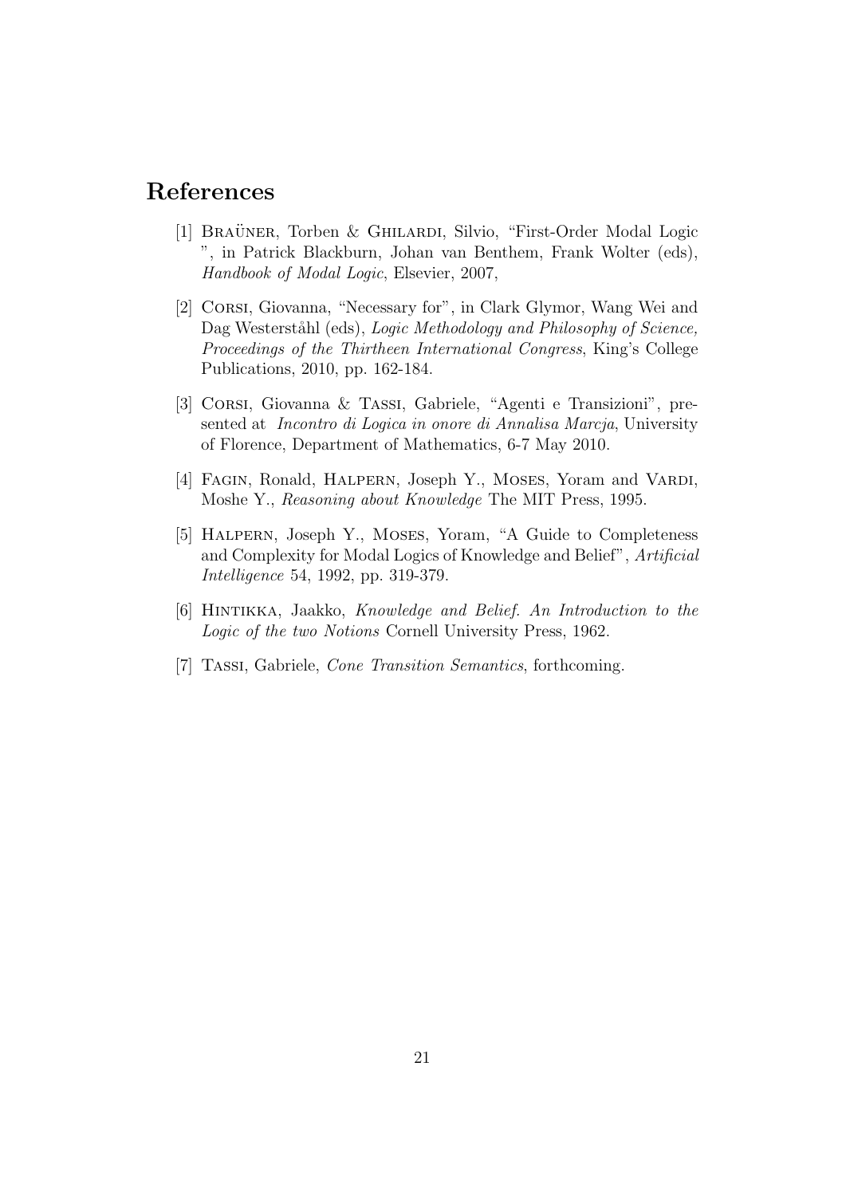## References

[1] Braüner, Torben & Ghilardi, Silvio, "First-Order Modal Logic ", in Patrick Blackburn, Johan van Benthem, Frank Wolter (eds), *Handbook of Modal Logic*, Elsevier, 2007,

[2] Corsi, Giovanna, "Necessary for", in Clark Glymor, Wang Wei and Dag Westerståhl (eds), *Logic Methodology and Philosophy of Science, Proceedings of the Thirtheen International Congress*, King's College Publications, 2010, pp. 162-184.

[3] Corsi, Giovanna & Tassi, Gabriele, "Agenti e Transizioni", presented at *Incontro di Logica in onore di Annalisa Marcja*, University of Florence, Department of Mathematics, 6-7 May 2010.

[4] Fagin, Ronald, Halpern, Joseph Y., Moses, Yoram and Vardi, Moshe Y., *Reasoning about Knowledge* The MIT Press, 1995.

[5] Halpern, Joseph Y., Moses, Yoram, "A Guide to Completeness and Complexity for Modal Logics of Knowledge and Belief", *Artificial Intelligence* 54, 1992, pp. 319-379.

[6] Hintikka, Jaakko, *Knowledge and Belief. An Introduction to the Logic of the two Notions* Cornell University Press, 1962.

[7] Tassi, Gabriele, *Cone Transition Semantics*, forthcoming.